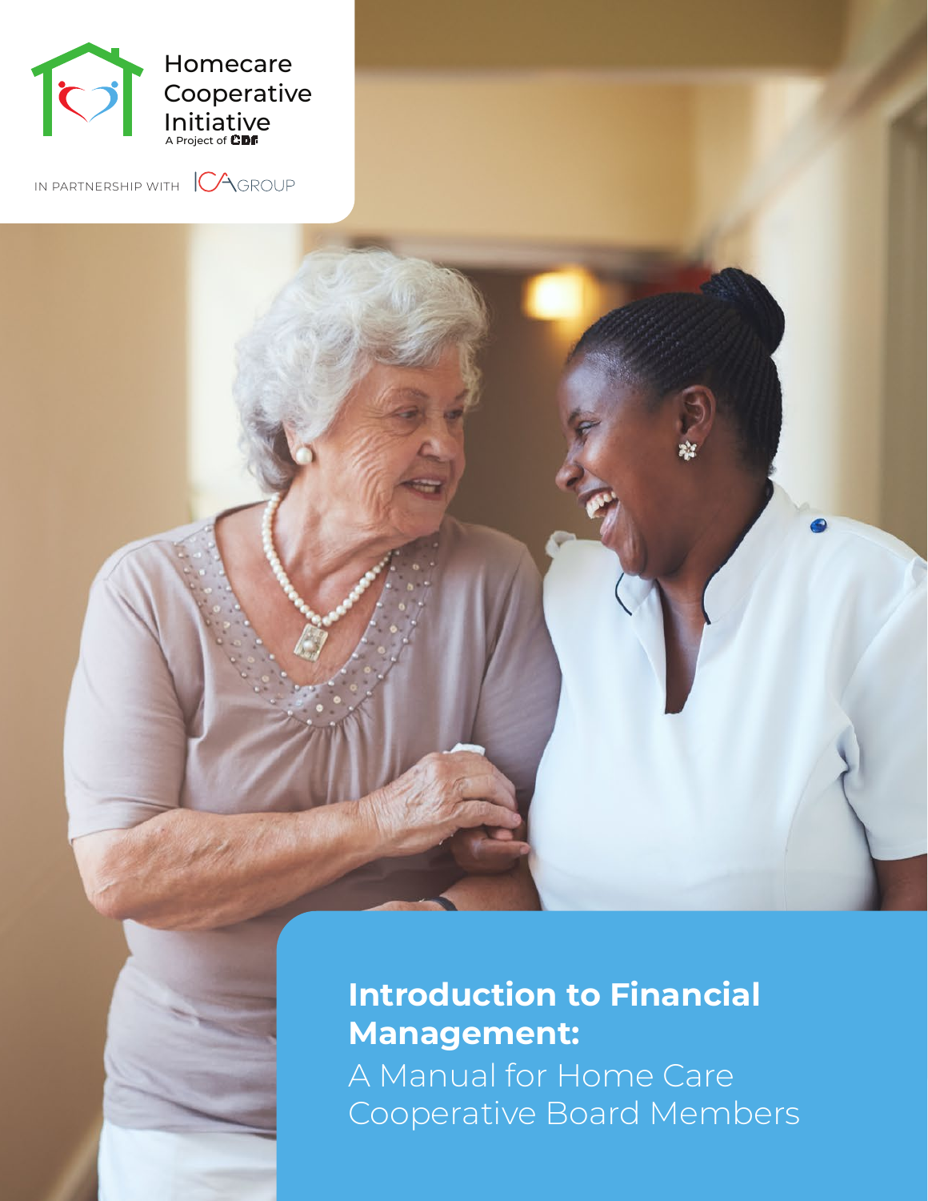Homecare Cooperative Initiative

A Project of CDF

IN PARTNERSHIP WITH ICA GROUP

# Introduction to Financial Management:

A Manual for Home Care Cooperative Board Members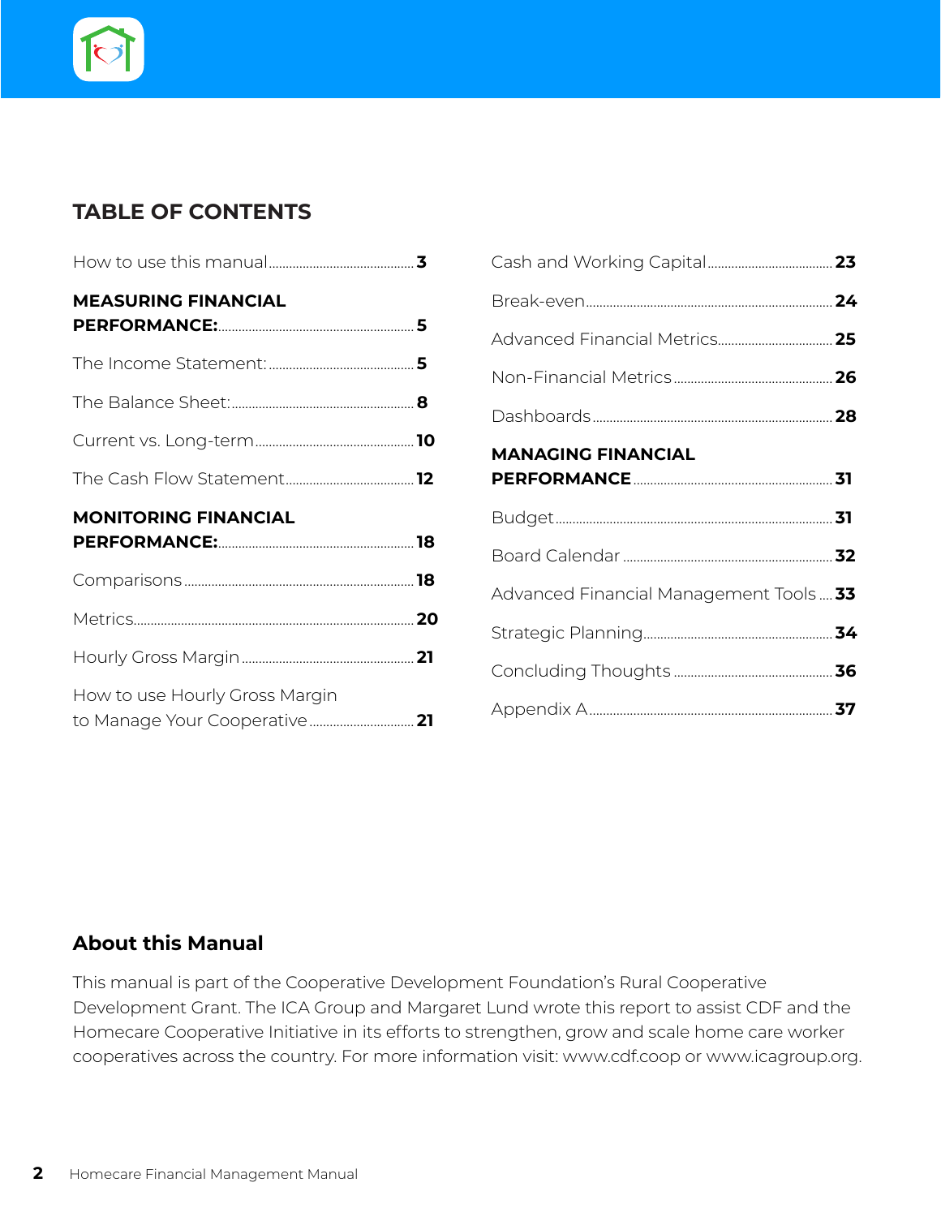## TABLE OF CONTENTS

How to use this manual .......... 3

**MEASURING FINANCIAL PERFORMANCE:** .......... 5

The Income Statement: .......... 5

The Balance Sheet: .......... 8

Current vs. Long-term .......... 10

The Cash Flow Statement .......... 12

**MONITORING FINANCIAL PERFORMANCE:** .......... 18

Comparisons .......... 18

Metrics .......... 20

Hourly Gross Margin .......... 21

How to use Hourly Gross Margin to Manage Your Cooperative .......... 21

Cash and Working Capital .......... 23

Break-even .......... 24

Advanced Financial Metrics .......... 25

Non-Financial Metrics .......... 26

Dashboards .......... 28

**MANAGING FINANCIAL PERFORMANCE** .......... 31

Budget .......... 31

Board Calendar .......... 32

Advanced Financial Management Tools .......... 33

Strategic Planning .......... 34

Concluding Thoughts .......... 36

Appendix A .......... 37

## About this Manual

This manual is part of the Cooperative Development Foundation's Rural Cooperative Development Grant. The ICA Group and Margaret Lund wrote this report to assist CDF and the Homecare Cooperative Initiative in its efforts to strengthen, grow and scale home care worker cooperatives across the country. For more information visit: www.cdf.coop or www.icagroup.org.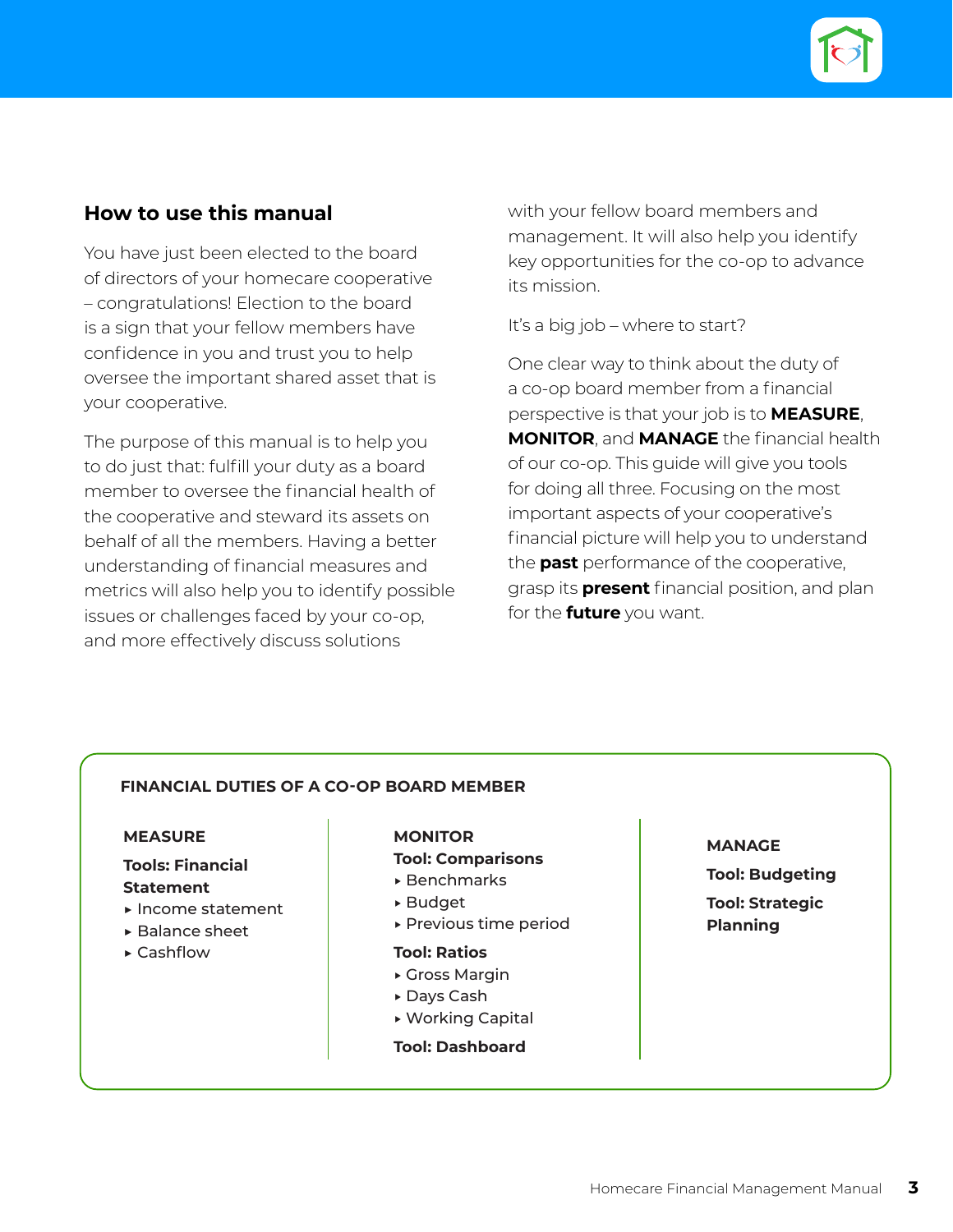## How to use this manual

You have just been elected to the board of directors of your homecare cooperative – congratulations! Election to the board is a sign that your fellow members have confidence in you and trust you to help oversee the important shared asset that is your cooperative.

The purpose of this manual is to help you to do just that: fulfill your duty as a board member to oversee the financial health of the cooperative and steward its assets on behalf of all the members. Having a better understanding of financial measures and metrics will also help you to identify possible issues or challenges faced by your co-op, and more effectively discuss solutions with your fellow board members and management. It will also help you identify key opportunities for the co-op to advance its mission.

It's a big job – where to start?

One clear way to think about the duty of a co-op board member from a financial perspective is that your job is to **MEASURE**, **MONITOR**, and **MANAGE** the financial health of our co-op. This guide will give you tools for doing all three. Focusing on the most important aspects of your cooperative's financial picture will help you to understand the **past** performance of the cooperative, grasp its **present** financial position, and plan for the **future** you want.

**FINANCIAL DUTIES OF A CO-OP BOARD MEMBER**

**MEASURE**

**Tools: Financial Statement**

- Income statement
- Balance sheet
- Cashflow

**MONITOR**

**Tool: Comparisons**

- Benchmarks
- Budget
- Previous time period

**Tool: Ratios**

- Gross Margin
- Days Cash
- Working Capital

**Tool: Dashboard**

**MANAGE**

**Tool: Budgeting**

**Tool: Strategic Planning**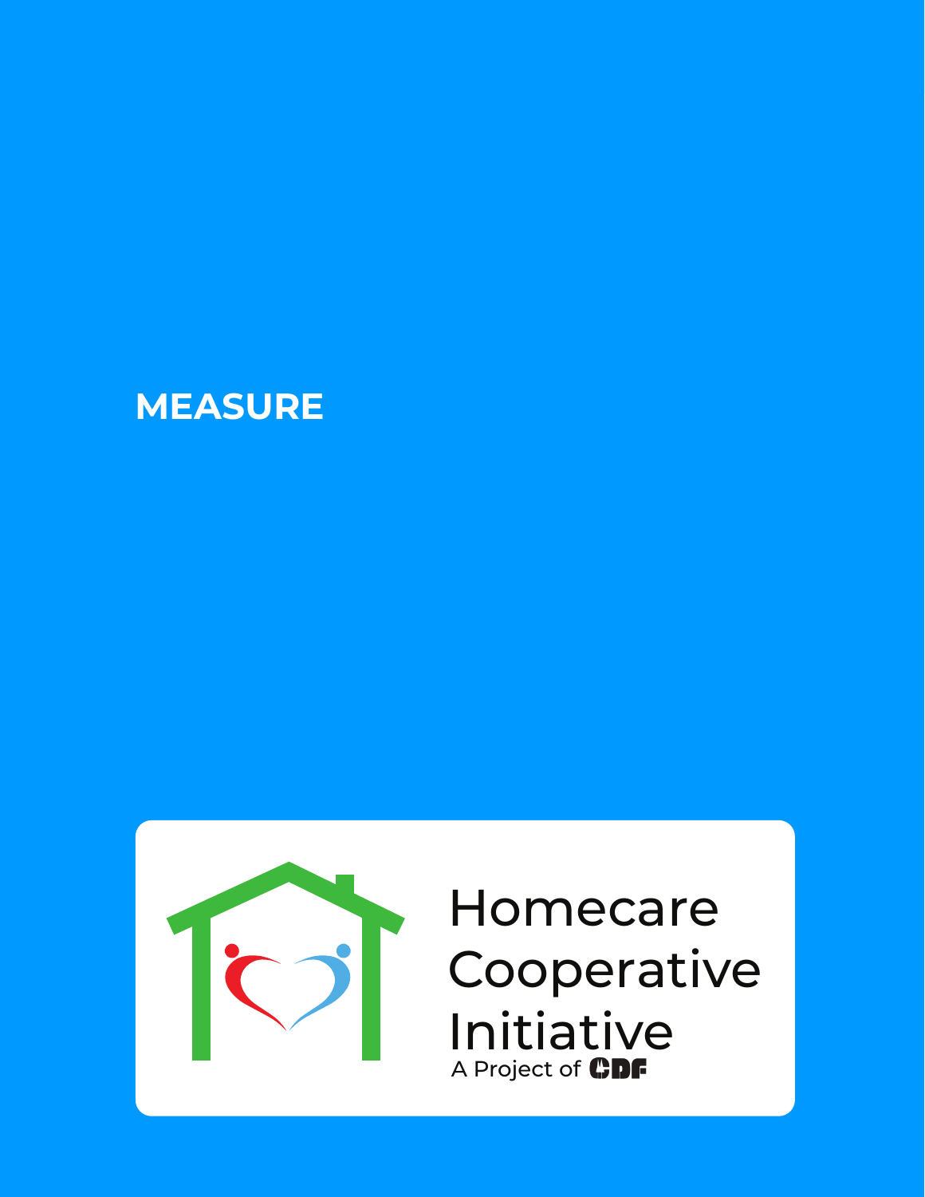# MEASURE

Homecare Cooperative Initiative

A Project of CDF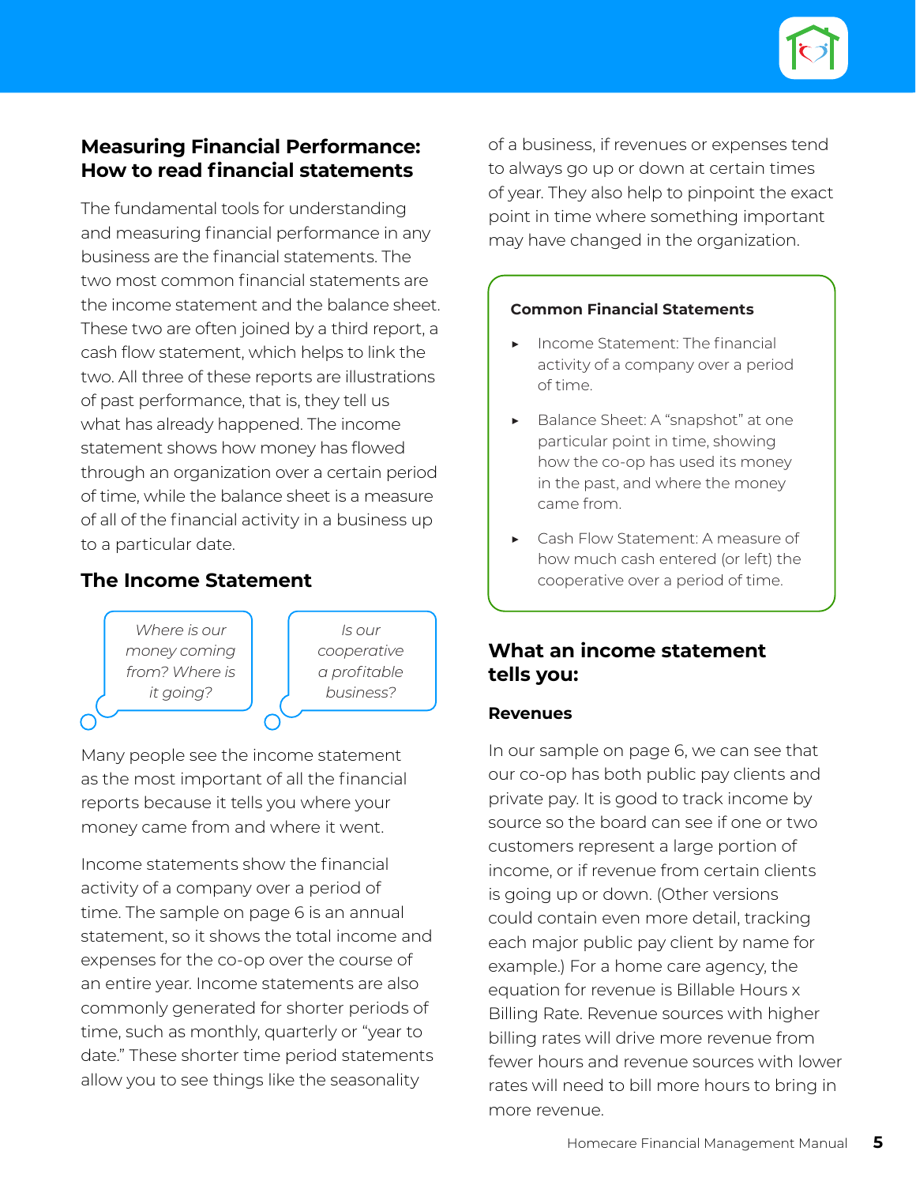## Measuring Financial Performance: How to read financial statements

The fundamental tools for understanding and measuring financial performance in any business are the financial statements. The two most common financial statements are the income statement and the balance sheet. These two are often joined by a third report, a cash flow statement, which helps to link the two. All three of these reports are illustrations of past performance, that is, they tell us what has already happened. The income statement shows how money has flowed through an organization over a certain period of time, while the balance sheet is a measure of all of the financial activity in a business up to a particular date.

## The Income Statement

*Where is our money coming from? Where is it going?*

*Is our cooperative a profitable business?*

Many people see the income statement as the most important of all the financial reports because it tells you where your money came from and where it went.

Income statements show the financial activity of a company over a period of time. The sample on page 6 is an annual statement, so it shows the total income and expenses for the co-op over the course of an entire year. Income statements are also commonly generated for shorter periods of time, such as monthly, quarterly or "year to date." These shorter time period statements allow you to see things like the seasonality of a business, if revenues or expenses tend to always go up or down at certain times of year. They also help to pinpoint the exact point in time where something important may have changed in the organization.

**Common Financial Statements**

- Income Statement: The financial activity of a company over a period of time.
- Balance Sheet: A "snapshot" at one particular point in time, showing how the co-op has used its money in the past, and where the money came from.
- Cash Flow Statement: A measure of how much cash entered (or left) the cooperative over a period of time.

## What an income statement tells you:

**Revenues**

In our sample on page 6, we can see that our co-op has both public pay clients and private pay. It is good to track income by source so the board can see if one or two customers represent a large portion of income, or if revenue from certain clients is going up or down. (Other versions could contain even more detail, tracking each major public pay client by name for example.) For a home care agency, the equation for revenue is Billable Hours x Billing Rate. Revenue sources with higher billing rates will drive more revenue from fewer hours and revenue sources with lower rates will need to bill more hours to bring in more revenue.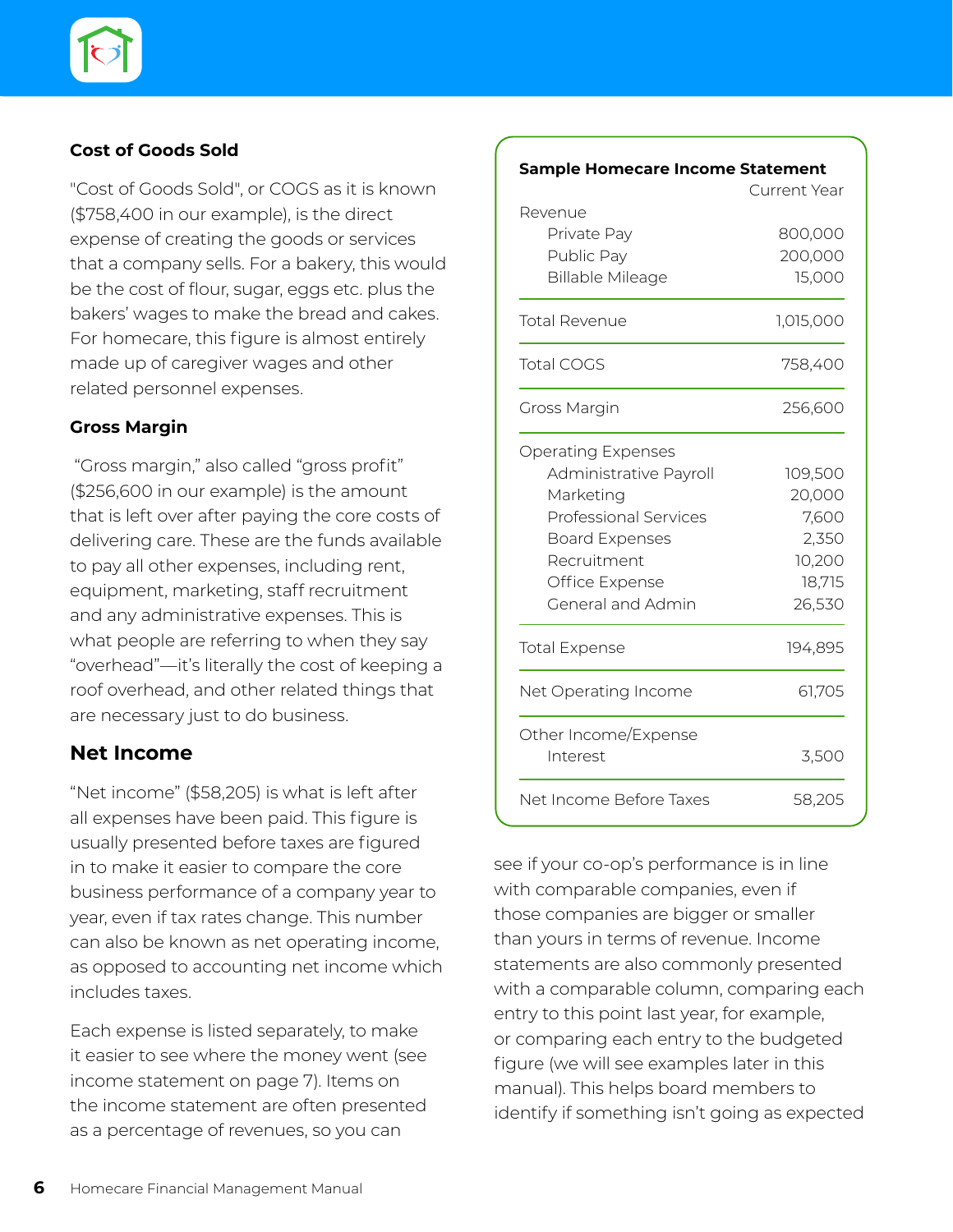### Cost of Goods Sold

"Cost of Goods Sold", or COGS as it is known ($758,400 in our example), is the direct expense of creating the goods or services that a company sells. For a bakery, this would be the cost of flour, sugar, eggs etc. plus the bakers' wages to make the bread and cakes. For homecare, this figure is almost entirely made up of caregiver wages and other related personnel expenses.

### Gross Margin

"Gross margin," also called "gross profit" ($256,600 in our example) is the amount that is left over after paying the core costs of delivering care. These are the funds available to pay all other expenses, including rent, equipment, marketing, staff recruitment and any administrative expenses. This is what people are referring to when they say "overhead"—it's literally the cost of keeping a roof overhead, and other related things that are necessary just to do business.

## Net Income

"Net income" ($58,205) is what is left after all expenses have been paid. This figure is usually presented before taxes are figured in to make it easier to compare the core business performance of a company year to year, even if tax rates change. This number can also be known as net operating income, as opposed to accounting net income which includes taxes.

Each expense is listed separately, to make it easier to see where the money went (see income statement on page 7). Items on the income statement are often presented as a percentage of revenues, so you can see if your co-op's performance is in line with comparable companies, even if those companies are bigger or smaller than yours in terms of revenue. Income statements are also commonly presented with a comparable column, comparing each entry to this point last year, for example, or comparing each entry to the budgeted figure (we will see examples later in this manual). This helps board members to identify if something isn't going as expected

**Sample Homecare Income Statement**

| | Current Year |
|---|---|
| Revenue | |
| Private Pay | 800,000 |
| Public Pay | 200,000 |
| Billable Mileage | 15,000 |
| Total Revenue | 1,015,000 |
| Total COGS | 758,400 |
| Gross Margin | 256,600 |
| Operating Expenses | |
| Administrative Payroll | 109,500 |
| Marketing | 20,000 |
| Professional Services | 7,600 |
| Board Expenses | 2,350 |
| Recruitment | 10,200 |
| Office Expense | 18,715 |
| General and Admin | 26,530 |
| Total Expense | 194,895 |
| Net Operating Income | 61,705 |
| Other Income/Expense | |
| Interest | 3,500 |
| Net Income Before Taxes | 58,205 |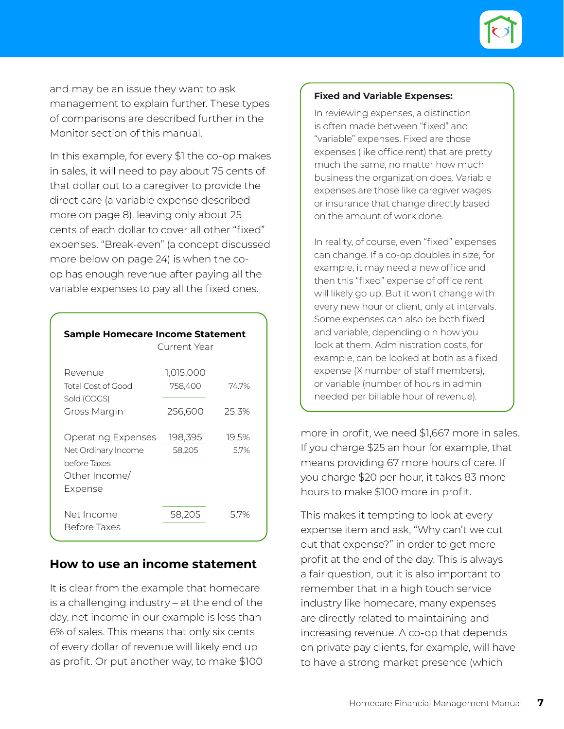and may be an issue they want to ask management to explain further. These types of comparisons are described further in the Monitor section of this manual.

In this example, for every $1 the co-op makes in sales, it will need to pay about 75 cents of that dollar out to a caregiver to provide the direct care (a variable expense described more on page 8), leaving only about 25 cents of each dollar to cover all other "fixed" expenses. "Break-even" (a concept discussed more below on page 24) is when the co-op has enough revenue after paying all the variable expenses to pay all the fixed ones.

**Sample Homecare Income Statement**

| | Current Year | |
|---|---|---|
| Revenue | 1,015,000 | |
| Total Cost of Good Sold (COGS) | 758,400 | 74.7% |
| Gross Margin | 256,600 | 25.3% |
| Operating Expenses | 198,395 | 19.5% |
| Net Ordinary Income before Taxes | 58,205 | 5.7% |
| Other Income/ Expense | | |
| Net Income Before Taxes | 58,205 | 5.7% |

## How to use an income statement

It is clear from the example that homecare is a challenging industry – at the end of the day, net income in our example is less than 6% of sales. This means that only six cents of every dollar of revenue will likely end up as profit. Or put another way, to make $100 more in profit, we need $1,667 more in sales. If you charge $25 an hour for example, that means providing 67 more hours of care. If you charge $20 per hour, it takes 83 more hours to make $100 more in profit.

This makes it tempting to look at every expense item and ask, "Why can't we cut out that expense?" in order to get more profit at the end of the day. This is always a fair question, but it is also important to remember that in a high touch service industry like homecare, many expenses are directly related to maintaining and increasing revenue. A co-op that depends on private pay clients, for example, will have to have a strong market presence (which

**Fixed and Variable Expenses:**

In reviewing expenses, a distinction is often made between "fixed" and "variable" expenses. Fixed are those expenses (like office rent) that are pretty much the same, no matter how much business the organization does. Variable expenses are those like caregiver wages or insurance that change directly based on the amount of work done.

In reality, of course, even "fixed" expenses can change. If a co-op doubles in size, for example, it may need a new office and then this "fixed" expense of office rent will likely go up. But it won't change with every new hour or client, only at intervals. Some expenses can also be both fixed and variable, depending o n how you look at them. Administration costs, for example, can be looked at both as a fixed expense (X number of staff members), or variable (number of hours in admin needed per billable hour of revenue).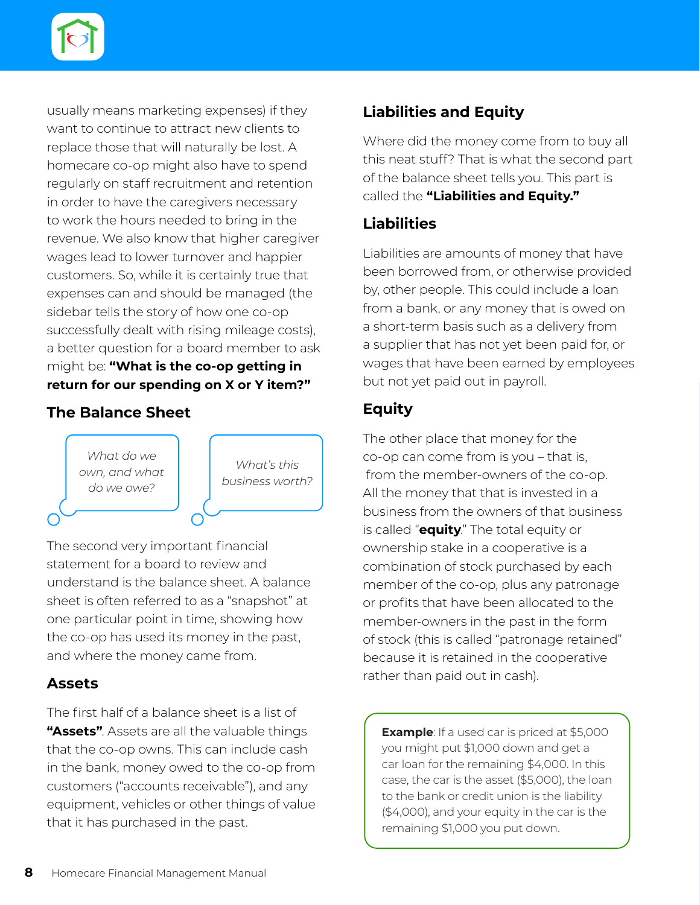usually means marketing expenses) if they want to continue to attract new clients to replace those that will naturally be lost. A homecare co-op might also have to spend regularly on staff recruitment and retention in order to have the caregivers necessary to work the hours needed to bring in the revenue. We also know that higher caregiver wages lead to lower turnover and happier customers. So, while it is certainly true that expenses can and should be managed (the sidebar tells the story of how one co-op successfully dealt with rising mileage costs), a better question for a board member to ask might be: **"What is the co-op getting in return for our spending on X or Y item?"**

## The Balance Sheet

*What do we own, and what do we owe?*

*What's this business worth?*

The second very important financial statement for a board to review and understand is the balance sheet. A balance sheet is often referred to as a "snapshot" at one particular point in time, showing how the co-op has used its money in the past, and where the money came from.

### Assets

The first half of a balance sheet is a list of **"Assets"**. Assets are all the valuable things that the co-op owns. This can include cash in the bank, money owed to the co-op from customers ("accounts receivable"), and any equipment, vehicles or other things of value that it has purchased in the past.

### Liabilities and Equity

Where did the money come from to buy all this neat stuff? That is what the second part of the balance sheet tells you. This part is called the **"Liabilities and Equity."**

### Liabilities

Liabilities are amounts of money that have been borrowed from, or otherwise provided by, other people. This could include a loan from a bank, or any money that is owed on a short-term basis such as a delivery from a supplier that has not yet been paid for, or wages that have been earned by employees but not yet paid out in payroll.

### Equity

The other place that money for the co-op can come from is you – that is, from the member-owners of the co-op. All the money that that is invested in a business from the owners of that business is called "**equity**." The total equity or ownership stake in a cooperative is a combination of stock purchased by each member of the co-op, plus any patronage or profits that have been allocated to the member-owners in the past in the form of stock (this is called "patronage retained" because it is retained in the cooperative rather than paid out in cash).

**Example**: If a used car is priced at $5,000 you might put $1,000 down and get a car loan for the remaining $4,000. In this case, the car is the asset ($5,000), the loan to the bank or credit union is the liability ($4,000), and your equity in the car is the remaining $1,000 you put down.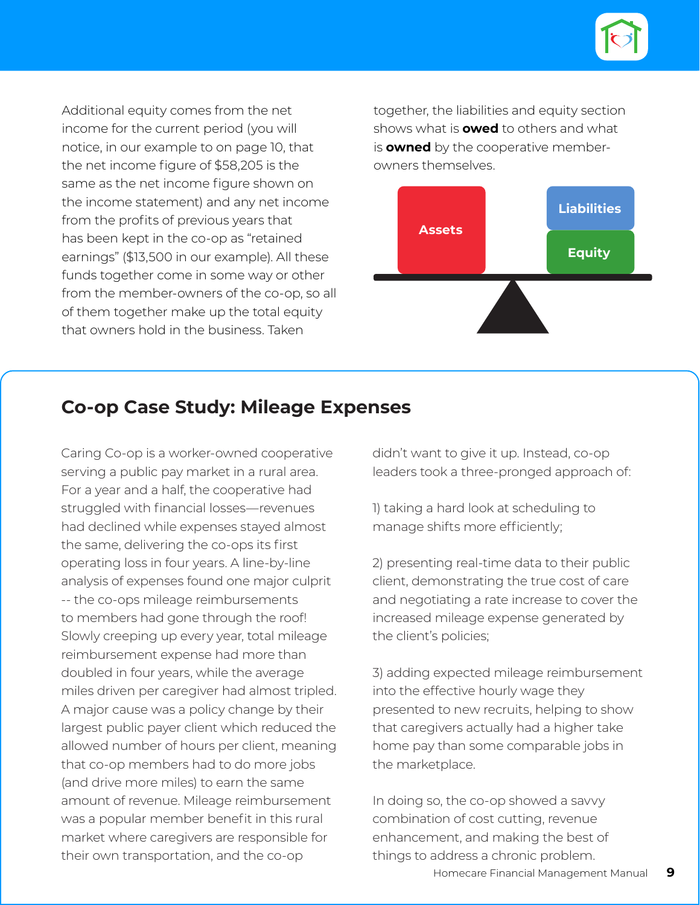Additional equity comes from the net income for the current period (you will notice, in our example to on page 10, that the net income figure of $58,205 is the same as the net income figure shown on the income statement) and any net income from the profits of previous years that has been kept in the co-op as "retained earnings" ($13,500 in our example). All these funds together come in some way or other from the member-owners of the co-op, so all of them together make up the total equity that owners hold in the business. Taken together, the liabilities and equity section shows what is **owed** to others and what is **owned** by the cooperative member-owners themselves.

Assets

Liabilities

Equity

## Co-op Case Study: Mileage Expenses

Caring Co-op is a worker-owned cooperative serving a public pay market in a rural area. For a year and a half, the cooperative had struggled with financial losses—revenues had declined while expenses stayed almost the same, delivering the co-ops its first operating loss in four years. A line-by-line analysis of expenses found one major culprit -- the co-ops mileage reimbursements to members had gone through the roof! Slowly creeping up every year, total mileage reimbursement expense had more than doubled in four years, while the average miles driven per caregiver had almost tripled. A major cause was a policy change by their largest public payer client which reduced the allowed number of hours per client, meaning that co-op members had to do more jobs (and drive more miles) to earn the same amount of revenue. Mileage reimbursement was a popular member benefit in this rural market where caregivers are responsible for their own transportation, and the co-op didn't want to give it up. Instead, co-op leaders took a three-pronged approach of:

1) taking a hard look at scheduling to manage shifts more efficiently;

2) presenting real-time data to their public client, demonstrating the true cost of care and negotiating a rate increase to cover the increased mileage expense generated by the client's policies;

3) adding expected mileage reimbursement into the effective hourly wage they presented to new recruits, helping to show that caregivers actually had a higher take home pay than some comparable jobs in the marketplace.

In doing so, the co-op showed a savvy combination of cost cutting, revenue enhancement, and making the best of things to address a chronic problem.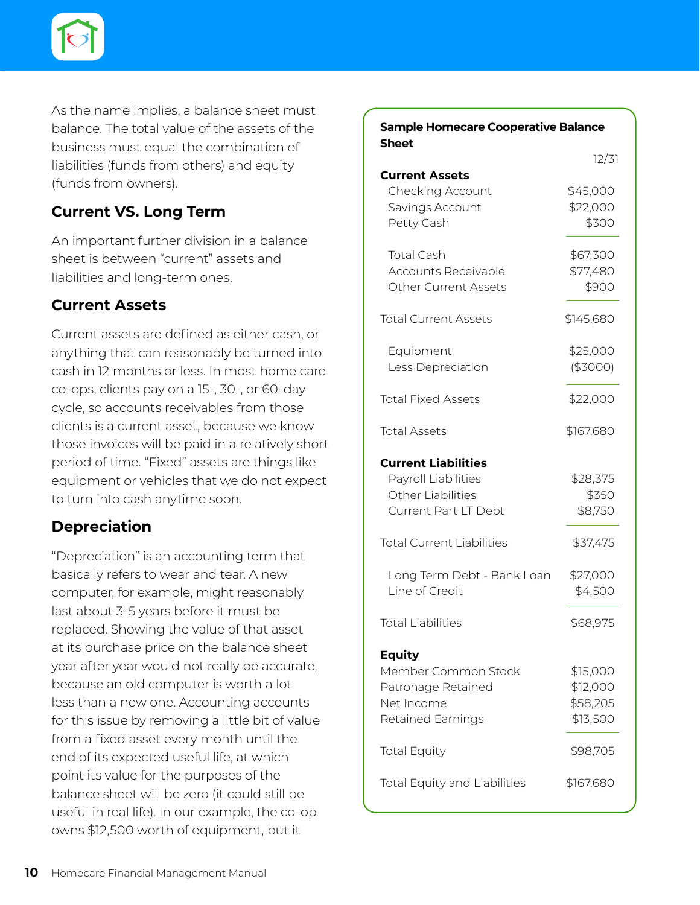As the name implies, a balance sheet must balance. The total value of the assets of the business must equal the combination of liabilities (funds from others) and equity (funds from owners).

## Current VS. Long Term

An important further division in a balance sheet is between "current" assets and liabilities and long-term ones.

## Current Assets

Current assets are defined as either cash, or anything that can reasonably be turned into cash in 12 months or less. In most home care co-ops, clients pay on a 15-, 30-, or 60-day cycle, so accounts receivables from those clients is a current asset, because we know those invoices will be paid in a relatively short period of time. "Fixed" assets are things like equipment or vehicles that we do not expect to turn into cash anytime soon.

## Depreciation

"Depreciation" is an accounting term that basically refers to wear and tear. A new computer, for example, might reasonably last about 3-5 years before it must be replaced. Showing the value of that asset at its purchase price on the balance sheet year after year would not really be accurate, because an old computer is worth a lot less than a new one. Accounting accounts for this issue by removing a little bit of value from a fixed asset every month until the end of its expected useful life, at which point its value for the purposes of the balance sheet will be zero (it could still be useful in real life). In our example, the co-op owns $12,500 worth of equipment, but it

**Sample Homecare Cooperative Balance Sheet**

| | 12/31 |
|---|---|
| **Current Assets** | |
| Checking Account | $45,000 |
| Savings Account | $22,000 |
| Petty Cash | $300 |
| Total Cash | $67,300 |
| Accounts Receivable | $77,480 |
| Other Current Assets | $900 |
| Total Current Assets | $145,680 |
| Equipment | $25,000 |
| Less Depreciation | ($3000) |
| Total Fixed Assets | $22,000 |
| Total Assets | $167,680 |
| **Current Liabilities** | |
| Payroll Liabilities | $28,375 |
| Other Liabilities | $350 |
| Current Part LT Debt | $8,750 |
| Total Current Liabilities | $37,475 |
| Long Term Debt - Bank Loan | $27,000 |
| Line of Credit | $4,500 |
| Total Liabilities | $68,975 |
| **Equity** | |
| Member Common Stock | $15,000 |
| Patronage Retained | $12,000 |
| Net Income | $58,205 |
| Retained Earnings | $13,500 |
| Total Equity | $98,705 |
| Total Equity and Liabilities | $167,680 |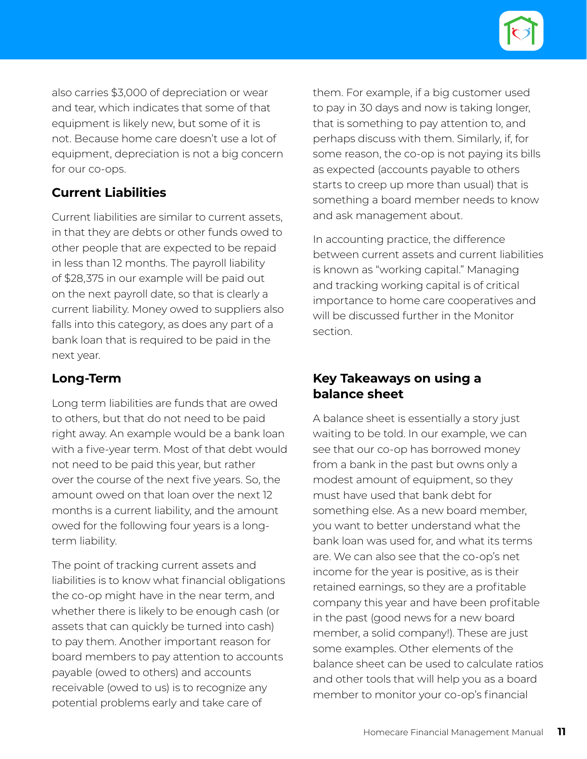also carries $3,000 of depreciation or wear and tear, which indicates that some of that equipment is likely new, but some of it is not. Because home care doesn't use a lot of equipment, depreciation is not a big concern for our co-ops.

### Current Liabilities

Current liabilities are similar to current assets, in that they are debts or other funds owed to other people that are expected to be repaid in less than 12 months. The payroll liability of $28,375 in our example will be paid out on the next payroll date, so that is clearly a current liability. Money owed to suppliers also falls into this category, as does any part of a bank loan that is required to be paid in the next year.

### Long-Term

Long term liabilities are funds that are owed to others, but that do not need to be paid right away. An example would be a bank loan with a five-year term. Most of that debt would not need to be paid this year, but rather over the course of the next five years. So, the amount owed on that loan over the next 12 months is a current liability, and the amount owed for the following four years is a long-term liability.

The point of tracking current assets and liabilities is to know what financial obligations the co-op might have in the near term, and whether there is likely to be enough cash (or assets that can quickly be turned into cash) to pay them. Another important reason for board members to pay attention to accounts payable (owed to others) and accounts receivable (owed to us) is to recognize any potential problems early and take care of them. For example, if a big customer used to pay in 30 days and now is taking longer, that is something to pay attention to, and perhaps discuss with them. Similarly, if, for some reason, the co-op is not paying its bills as expected (accounts payable to others starts to creep up more than usual) that is something a board member needs to know and ask management about.

In accounting practice, the difference between current assets and current liabilities is known as "working capital." Managing and tracking working capital is of critical importance to home care cooperatives and will be discussed further in the Monitor section.

### Key Takeaways on using a balance sheet

A balance sheet is essentially a story just waiting to be told. In our example, we can see that our co-op has borrowed money from a bank in the past but owns only a modest amount of equipment, so they must have used that bank debt for something else. As a new board member, you want to better understand what the bank loan was used for, and what its terms are. We can also see that the co-op's net income for the year is positive, as is their retained earnings, so they are a profitable company this year and have been profitable in the past (good news for a new board member, a solid company!). These are just some examples. Other elements of the balance sheet can be used to calculate ratios and other tools that will help you as a board member to monitor your co-op's financial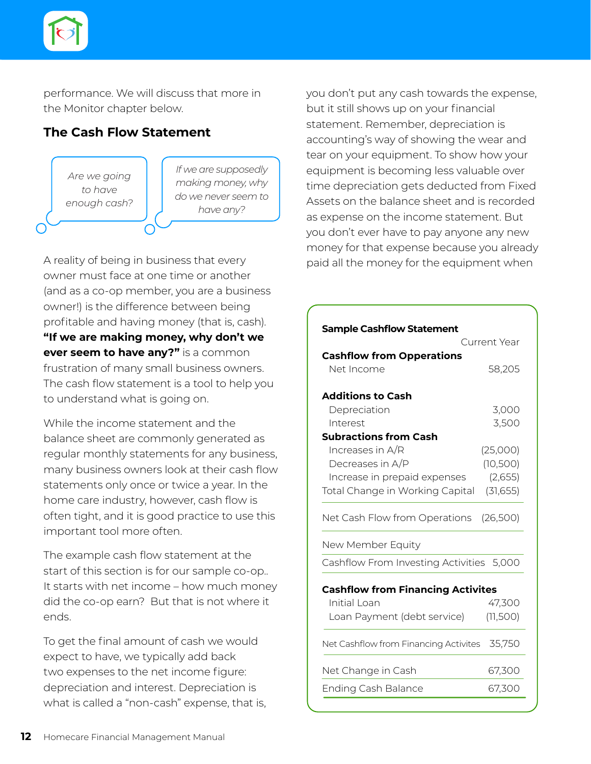performance. We will discuss that more in the Monitor chapter below.

## The Cash Flow Statement

*Are we going to have enough cash?*

*If we are supposedly making money, why do we never seem to have any?*

A reality of being in business that every owner must face at one time or another (and as a co-op member, you are a business owner!) is the difference between being profitable and having money (that is, cash). **"If we are making money, why don't we ever seem to have any?"** is a common frustration of many small business owners. The cash flow statement is a tool to help you to understand what is going on.

While the income statement and the balance sheet are commonly generated as regular monthly statements for any business, many business owners look at their cash flow statements only once or twice a year. In the home care industry, however, cash flow is often tight, and it is good practice to use this important tool more often.

The example cash flow statement at the start of this section is for our sample co-op.. It starts with net income – how much money did the co-op earn? But that is not where it ends.

To get the final amount of cash we would expect to have, we typically add back two expenses to the net income figure: depreciation and interest. Depreciation is what is called a "non-cash" expense, that is, you don't put any cash towards the expense, but it still shows up on your financial statement. Remember, depreciation is accounting's way of showing the wear and tear on your equipment. To show how your equipment is becoming less valuable over time depreciation gets deducted from Fixed Assets on the balance sheet and is recorded as expense on the income statement. But you don't ever have to pay anyone any new money for that expense because you already paid all the money for the equipment when

| **Sample Cashflow Statement** | Current Year |
|---|---|
| **Cashflow from Opperations** | |
| Net Income | 58,205 |
| | |
| **Additions to Cash** | |
| Depreciation | 3,000 |
| Interest | 3,500 |
| **Subractions from Cash** | |
| Increases in A/R | (25,000) |
| Decreases in A/P | (10,500) |
| Increase in prepaid expenses | (2,655) |
| Total Change in Working Capital | (31,655) |
| | |
| Net Cash Flow from Operations | (26,500) |
| | |
| New Member Equity | |
| Cashflow From Investing Activities | 5,000 |
| | |
| **Cashflow from Financing Activites** | |
| Initial Loan | 47,300 |
| Loan Payment (debt service) | (11,500) |
| | |
| Net Cashflow from Financing Activites | 35,750 |
| | |
| Net Change in Cash | 67,300 |
| Ending Cash Balance | 67,300 |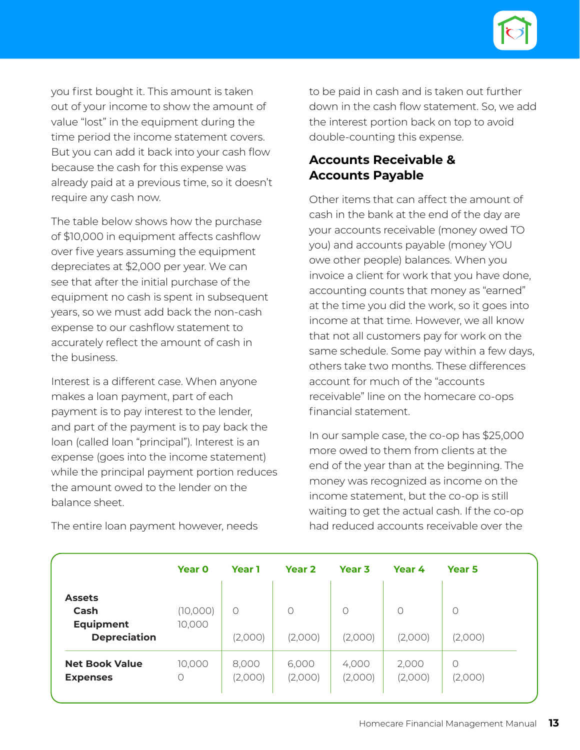you first bought it. This amount is taken out of your income to show the amount of value "lost" in the equipment during the time period the income statement covers. But you can add it back into your cash flow because the cash for this expense was already paid at a previous time, so it doesn't require any cash now.

The table below shows how the purchase of $10,000 in equipment affects cashflow over five years assuming the equipment depreciates at $2,000 per year. We can see that after the initial purchase of the equipment no cash is spent in subsequent years, so we must add back the non-cash expense to our cashflow statement to accurately reflect the amount of cash in the business.

Interest is a different case. When anyone makes a loan payment, part of each payment is to pay interest to the lender, and part of the payment is to pay back the loan (called loan "principal"). Interest is an expense (goes into the income statement) while the principal payment portion reduces the amount owed to the lender on the balance sheet.

The entire loan payment however, needs to be paid in cash and is taken out further down in the cash flow statement. So, we add the interest portion back on top to avoid double-counting this expense.

## Accounts Receivable & Accounts Payable

Other items that can affect the amount of cash in the bank at the end of the day are your accounts receivable (money owed TO you) and accounts payable (money YOU owe other people) balances. When you invoice a client for work that you have done, accounting counts that money as "earned" at the time you did the work, so it goes into income at that time. However, we all know that not all customers pay for work on the same schedule. Some pay within a few days, others take two months. These differences account for much of the "accounts receivable" line on the homecare co-ops financial statement.

In our sample case, the co-op has $25,000 more owed to them from clients at the end of the year than at the beginning. The money was recognized as income on the income statement, but the co-op is still waiting to get the actual cash. If the co-op had reduced accounts receivable over the

| | Year 0 | Year 1 | Year 2 | Year 3 | Year 4 | Year 5 |
|---|---|---|---|---|---|---|
| **Assets** | | | | | | |
| **Cash** | (10,000) | 0 | 0 | 0 | 0 | 0 |
| **Equipment** | 10,000 | | | | | |
| **Depreciation** | | (2,000) | (2,000) | (2,000) | (2,000) | (2,000) |
| **Net Book Value** | 10,000 | 8,000 | 6,000 | 4,000 | 2,000 | 0 |
| **Expenses** | 0 | (2,000) | (2,000) | (2,000) | (2,000) | (2,000) |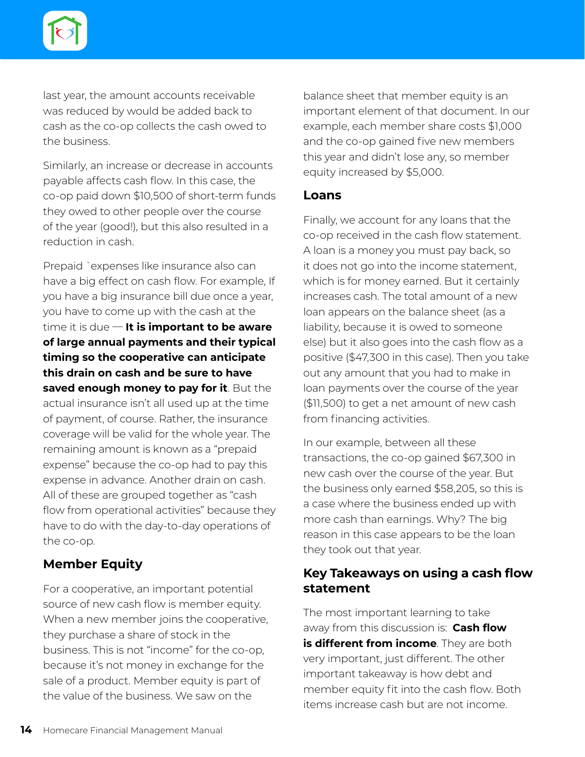last year, the amount accounts receivable was reduced by would be added back to cash as the co-op collects the cash owed to the business.

Similarly, an increase or decrease in accounts payable affects cash flow. In this case, the co-op paid down $10,500 of short-term funds they owed to other people over the course of the year (good!), but this also resulted in a reduction in cash.

Prepaid `expenses like insurance also can have a big effect on cash flow. For example, If you have a big insurance bill due once a year, you have to come up with the cash at the time it is due — **It is important to be aware of large annual payments and their typical timing so the cooperative can anticipate this drain on cash and be sure to have saved enough money to pay for it**. But the actual insurance isn't all used up at the time of payment, of course. Rather, the insurance coverage will be valid for the whole year. The remaining amount is known as a "prepaid expense" because the co-op had to pay this expense in advance. Another drain on cash. All of these are grouped together as "cash flow from operational activities" because they have to do with the day-to-day operations of the co-op.

## Member Equity

For a cooperative, an important potential source of new cash flow is member equity. When a new member joins the cooperative, they purchase a share of stock in the business. This is not "income" for the co-op, because it's not money in exchange for the sale of a product. Member equity is part of the value of the business. We saw on the balance sheet that member equity is an important element of that document. In our example, each member share costs $1,000 and the co-op gained five new members this year and didn't lose any, so member equity increased by $5,000.

## Loans

Finally, we account for any loans that the co-op received in the cash flow statement. A loan is a money you must pay back, so it does not go into the income statement, which is for money earned. But it certainly increases cash. The total amount of a new loan appears on the balance sheet (as a liability, because it is owed to someone else) but it also goes into the cash flow as a positive ($47,300 in this case). Then you take out any amount that you had to make in loan payments over the course of the year ($11,500) to get a net amount of new cash from financing activities.

In our example, between all these transactions, the co-op gained $67,300 in new cash over the course of the year. But the business only earned $58,205, so this is a case where the business ended up with more cash than earnings. Why? The big reason in this case appears to be the loan they took out that year.

## Key Takeaways on using a cash flow statement

The most important learning to take away from this discussion is: **Cash flow is different from income**. They are both very important, just different. The other important takeaway is how debt and member equity fit into the cash flow. Both items increase cash but are not income.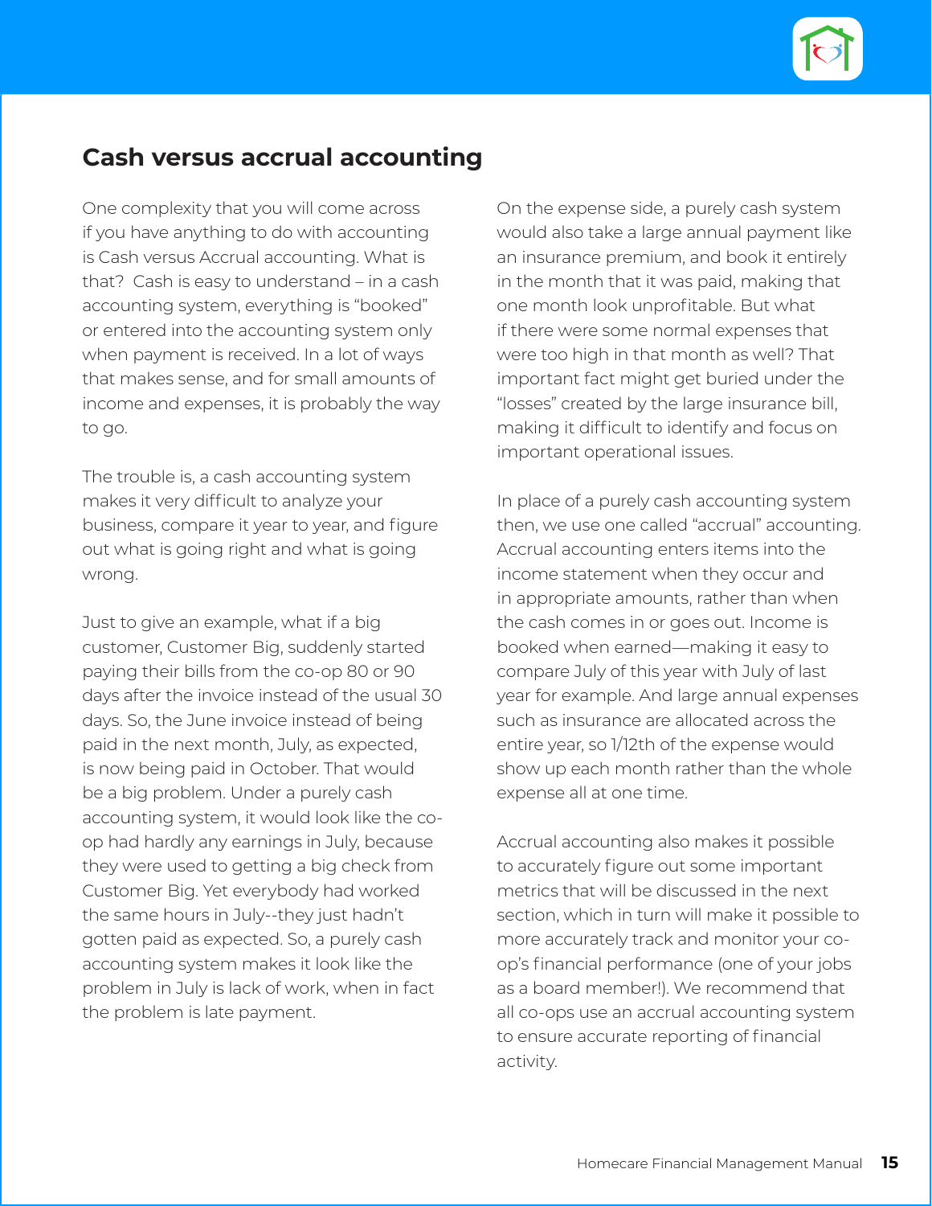## Cash versus accrual accounting

One complexity that you will come across if you have anything to do with accounting is Cash versus Accrual accounting. What is that? Cash is easy to understand – in a cash accounting system, everything is "booked" or entered into the accounting system only when payment is received. In a lot of ways that makes sense, and for small amounts of income and expenses, it is probably the way to go.

The trouble is, a cash accounting system makes it very difficult to analyze your business, compare it year to year, and figure out what is going right and what is going wrong.

Just to give an example, what if a big customer, Customer Big, suddenly started paying their bills from the co-op 80 or 90 days after the invoice instead of the usual 30 days. So, the June invoice instead of being paid in the next month, July, as expected, is now being paid in October. That would be a big problem. Under a purely cash accounting system, it would look like the co-op had hardly any earnings in July, because they were used to getting a big check from Customer Big. Yet everybody had worked the same hours in July--they just hadn't gotten paid as expected. So, a purely cash accounting system makes it look like the problem in July is lack of work, when in fact the problem is late payment.

On the expense side, a purely cash system would also take a large annual payment like an insurance premium, and book it entirely in the month that it was paid, making that one month look unprofitable. But what if there were some normal expenses that were too high in that month as well? That important fact might get buried under the "losses" created by the large insurance bill, making it difficult to identify and focus on important operational issues.

In place of a purely cash accounting system then, we use one called "accrual" accounting. Accrual accounting enters items into the income statement when they occur and in appropriate amounts, rather than when the cash comes in or goes out. Income is booked when earned—making it easy to compare July of this year with July of last year for example. And large annual expenses such as insurance are allocated across the entire year, so 1/12th of the expense would show up each month rather than the whole expense all at one time.

Accrual accounting also makes it possible to accurately figure out some important metrics that will be discussed in the next section, which in turn will make it possible to more accurately track and monitor your co-op's financial performance (one of your jobs as a board member!). We recommend that all co-ops use an accrual accounting system to ensure accurate reporting of financial activity.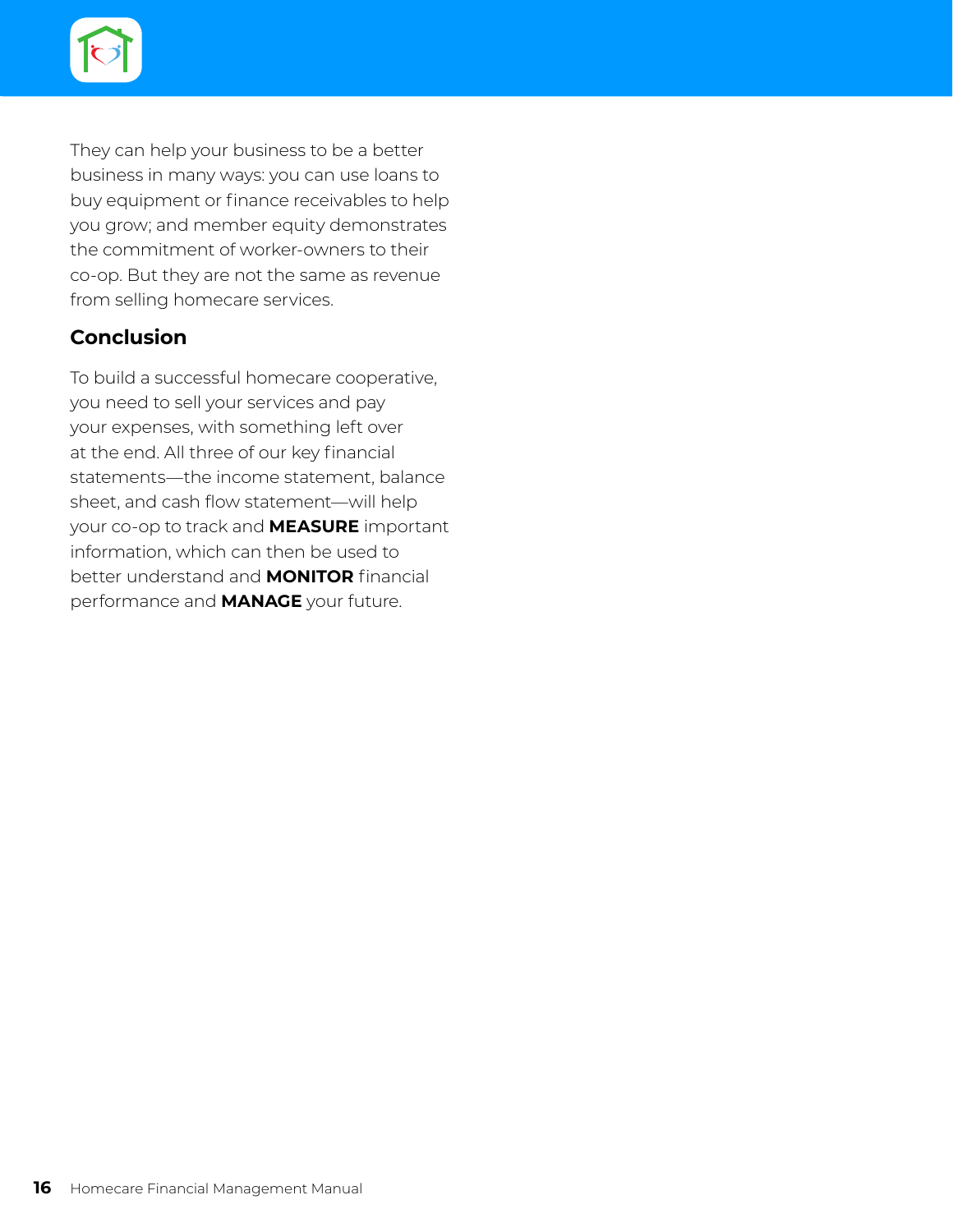They can help your business to be a better business in many ways: you can use loans to buy equipment or finance receivables to help you grow; and member equity demonstrates the commitment of worker-owners to their co-op. But they are not the same as revenue from selling homecare services.

## Conclusion

To build a successful homecare cooperative, you need to sell your services and pay your expenses, with something left over at the end. All three of our key financial statements—the income statement, balance sheet, and cash flow statement—will help your co-op to track and **MEASURE** important information, which can then be used to better understand and **MONITOR** financial performance and **MANAGE** your future.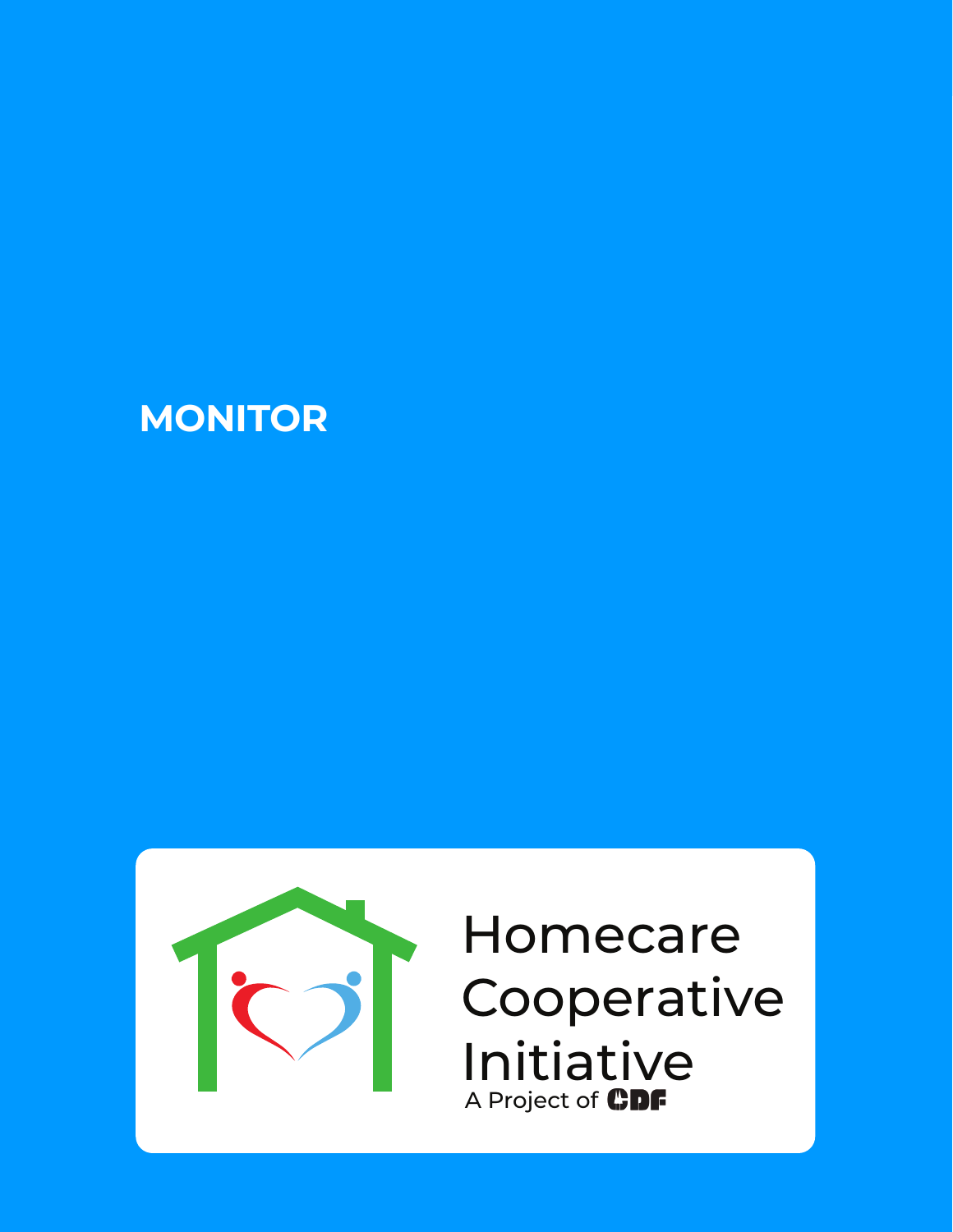# MONITOR

Homecare Cooperative Initiative

A Project of CDF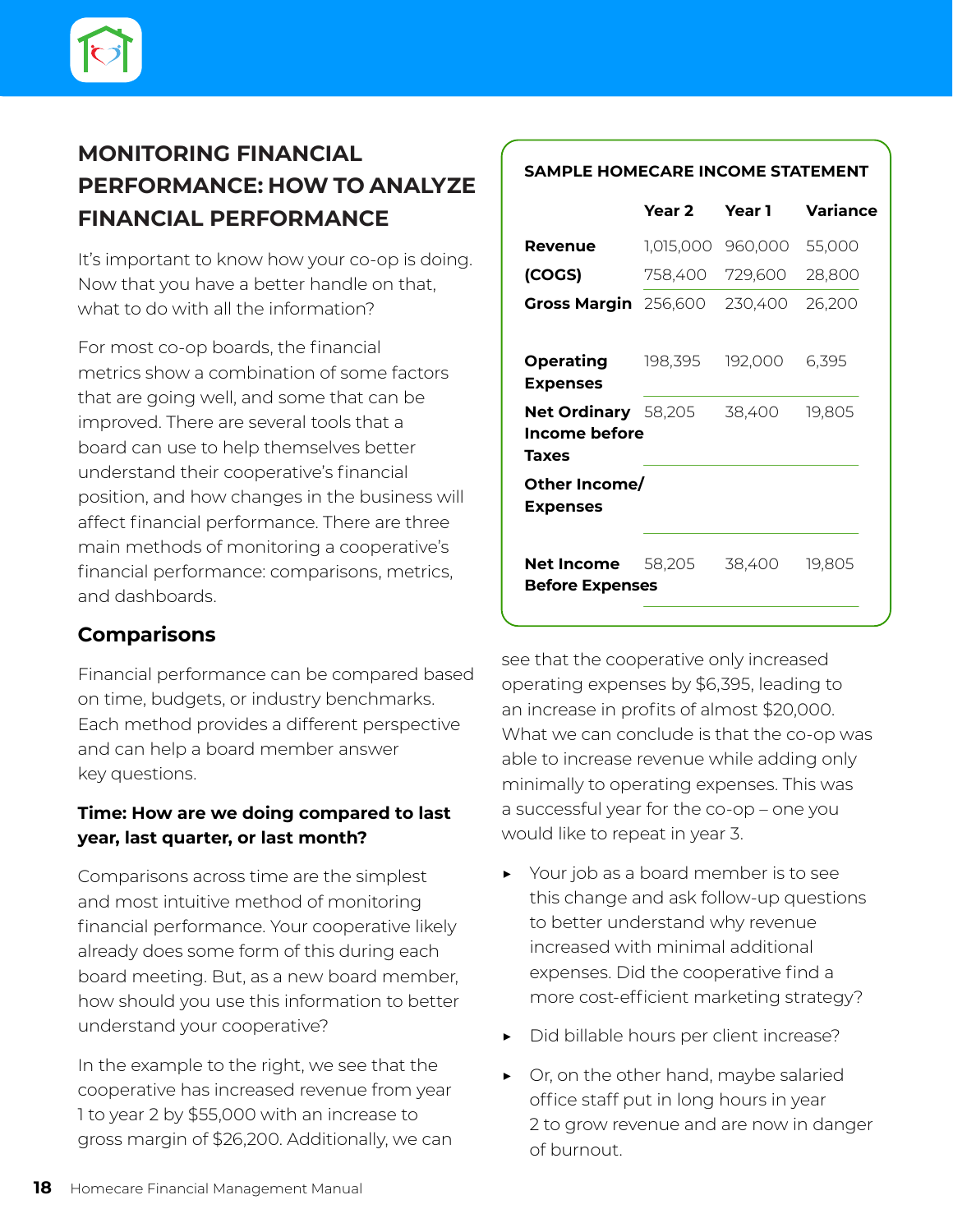# MONITORING FINANCIAL PERFORMANCE: HOW TO ANALYZE FINANCIAL PERFORMANCE

It's important to know how your co-op is doing. Now that you have a better handle on that, what to do with all the information?

For most co-op boards, the financial metrics show a combination of some factors that are going well, and some that can be improved. There are several tools that a board can use to help themselves better understand their cooperative's financial position, and how changes in the business will affect financial performance. There are three main methods of monitoring a cooperative's financial performance: comparisons, metrics, and dashboards.

## Comparisons

Financial performance can be compared based on time, budgets, or industry benchmarks. Each method provides a different perspective and can help a board member answer key questions.

**Time: How are we doing compared to last year, last quarter, or last month?**

Comparisons across time are the simplest and most intuitive method of monitoring financial performance. Your cooperative likely already does some form of this during each board meeting. But, as a new board member, how should you use this information to better understand your cooperative?

In the example to the right, we see that the cooperative has increased revenue from year 1 to year 2 by $55,000 with an increase to gross margin of $26,200. Additionally, we can see that the cooperative only increased operating expenses by $6,395, leading to an increase in profits of almost $20,000. What we can conclude is that the co-op was able to increase revenue while adding only minimally to operating expenses. This was a successful year for the co-op – one you would like to repeat in year 3.

**SAMPLE HOMECARE INCOME STATEMENT**

| | Year 2 | Year 1 | Variance |
|---|---|---|---|
| **Revenue** | 1,015,000 | 960,000 | 55,000 |
| **(COGS)** | 758,400 | 729,600 | 28,800 |
| **Gross Margin** | 256,600 | 230,400 | 26,200 |
| **Operating Expenses** | 198,395 | 192,000 | 6,395 |
| **Net Ordinary Income before Taxes** | 58,205 | 38,400 | 19,805 |
| **Other Income/ Expenses** | | | |
| **Net Income Before Expenses** | 58,205 | 38,400 | 19,805 |

- Your job as a board member is to see this change and ask follow-up questions to better understand why revenue increased with minimal additional expenses. Did the cooperative find a more cost-efficient marketing strategy?
- Did billable hours per client increase?
- Or, on the other hand, maybe salaried office staff put in long hours in year 2 to grow revenue and are now in danger of burnout.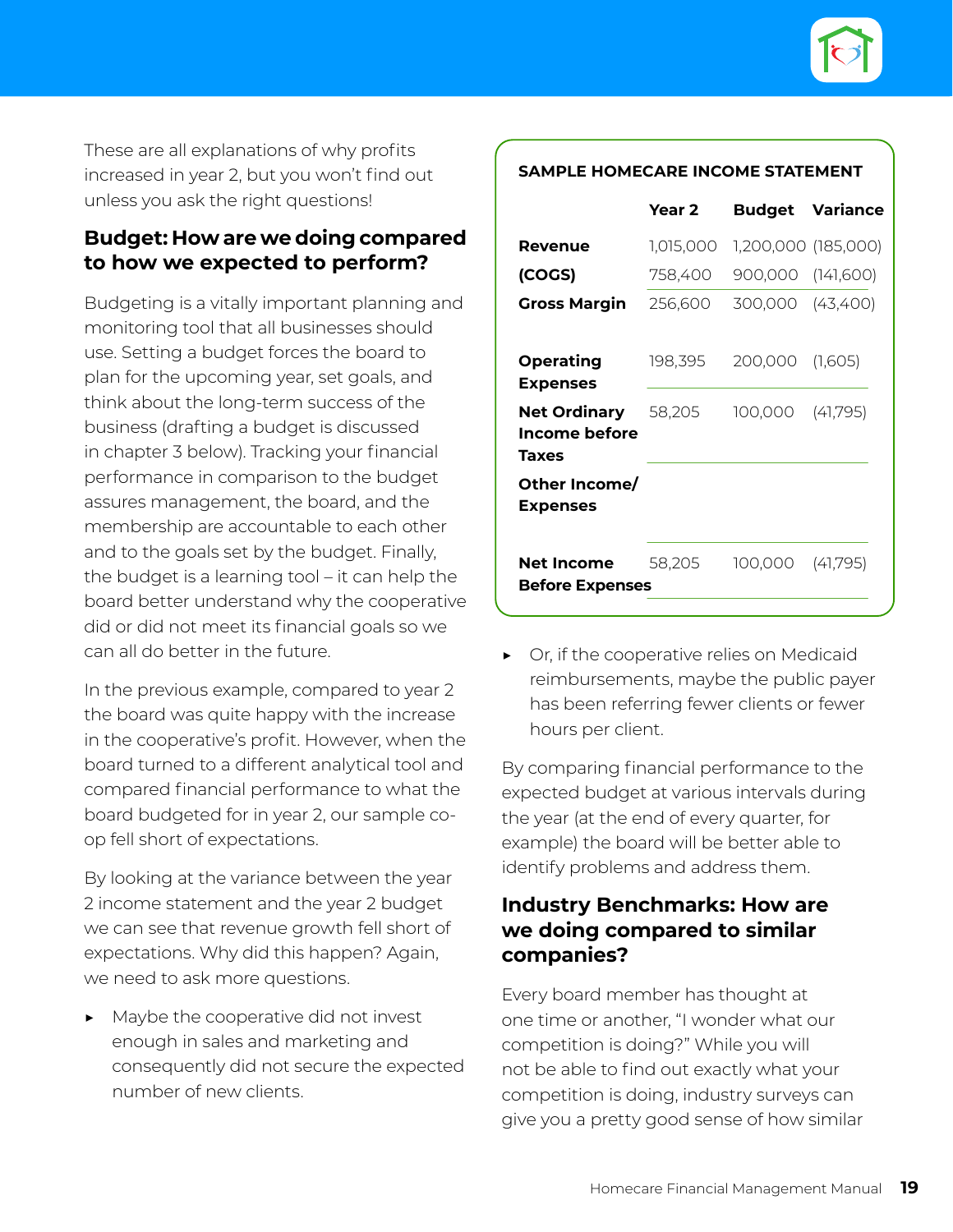These are all explanations of why profits increased in year 2, but you won't find out unless you ask the right questions!

## Budget: How are we doing compared to how we expected to perform?

Budgeting is a vitally important planning and monitoring tool that all businesses should use. Setting a budget forces the board to plan for the upcoming year, set goals, and think about the long-term success of the business (drafting a budget is discussed in chapter 3 below). Tracking your financial performance in comparison to the budget assures management, the board, and the membership are accountable to each other and to the goals set by the budget. Finally, the budget is a learning tool – it can help the board better understand why the cooperative did or did not meet its financial goals so we can all do better in the future.

In the previous example, compared to year 2 the board was quite happy with the increase in the cooperative's profit. However, when the board turned to a different analytical tool and compared financial performance to what the board budgeted for in year 2, our sample co-op fell short of expectations.

By looking at the variance between the year 2 income statement and the year 2 budget we can see that revenue growth fell short of expectations. Why did this happen? Again, we need to ask more questions.

- Maybe the cooperative did not invest enough in sales and marketing and consequently did not secure the expected number of new clients.

**SAMPLE HOMECARE INCOME STATEMENT**

| | Year 2 | Budget | Variance |
|---|---|---|---|
| **Revenue** | 1,015,000 | 1,200,000 | (185,000) |
| **(COGS)** | 758,400 | 900,000 | (141,600) |
| **Gross Margin** | 256,600 | 300,000 | (43,400) |
| **Operating Expenses** | 198,395 | 200,000 | (1,605) |
| **Net Ordinary Income before Taxes** | 58,205 | 100,000 | (41,795) |
| **Other Income/ Expenses** | | | |
| **Net Income Before Expenses** | 58,205 | 100,000 | (41,795) |

- Or, if the cooperative relies on Medicaid reimbursements, maybe the public payer has been referring fewer clients or fewer hours per client.

By comparing financial performance to the expected budget at various intervals during the year (at the end of every quarter, for example) the board will be better able to identify problems and address them.

## Industry Benchmarks: How are we doing compared to similar companies?

Every board member has thought at one time or another, "I wonder what our competition is doing?" While you will not be able to find out exactly what your competition is doing, industry surveys can give you a pretty good sense of how similar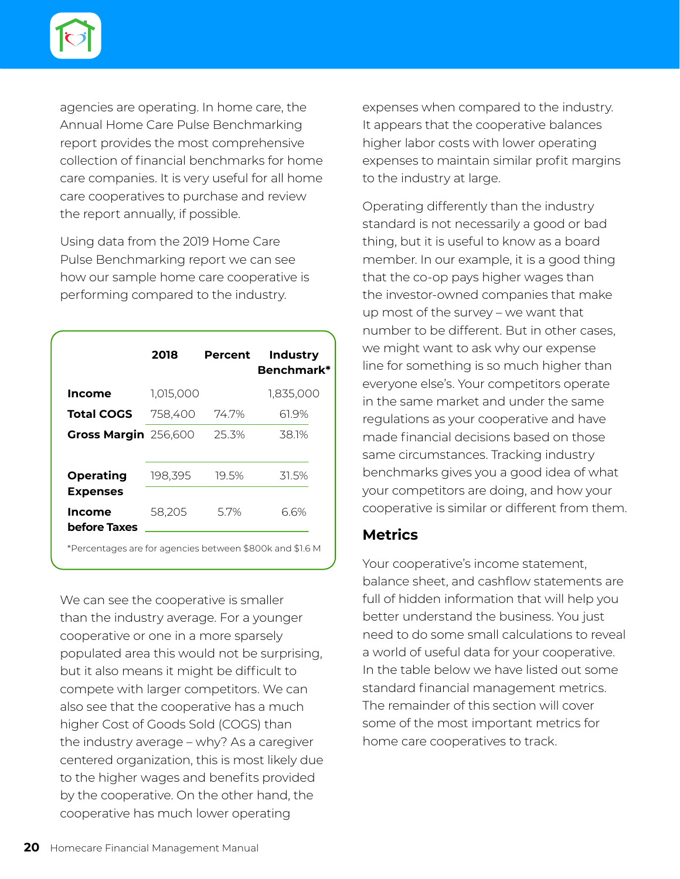agencies are operating. In home care, the Annual Home Care Pulse Benchmarking report provides the most comprehensive collection of financial benchmarks for home care companies. It is very useful for all home care cooperatives to purchase and review the report annually, if possible.

Using data from the 2019 Home Care Pulse Benchmarking report we can see how our sample home care cooperative is performing compared to the industry.

| | 2018 | Percent | Industry Benchmark* |
|---|---|---|---|
| **Income** | 1,015,000 | | 1,835,000 |
| **Total COGS** | 758,400 | 74.7% | 61.9% |
| **Gross Margin** | 256,600 | 25.3% | 38.1% |
| **Operating Expenses** | 198,395 | 19.5% | 31.5% |
| **Income before Taxes** | 58,205 | 5.7% | 6.6% |

*Percentages are for agencies between $800k and $1.6 M

We can see the cooperative is smaller than the industry average. For a younger cooperative or one in a more sparsely populated area this would not be surprising, but it also means it might be difficult to compete with larger competitors. We can also see that the cooperative has a much higher Cost of Goods Sold (COGS) than the industry average – why? As a caregiver centered organization, this is most likely due to the higher wages and benefits provided by the cooperative. On the other hand, the cooperative has much lower operating expenses when compared to the industry. It appears that the cooperative balances higher labor costs with lower operating expenses to maintain similar profit margins to the industry at large.

Operating differently than the industry standard is not necessarily a good or bad thing, but it is useful to know as a board member. In our example, it is a good thing that the co-op pays higher wages than the investor-owned companies that make up most of the survey – we want that number to be different. But in other cases, we might want to ask why our expense line for something is so much higher than everyone else's. Your competitors operate in the same market and under the same regulations as your cooperative and have made financial decisions based on those same circumstances. Tracking industry benchmarks gives you a good idea of what your competitors are doing, and how your cooperative is similar or different from them.

## Metrics

Your cooperative's income statement, balance sheet, and cashflow statements are full of hidden information that will help you better understand the business. You just need to do some small calculations to reveal a world of useful data for your cooperative. In the table below we have listed out some standard financial management metrics. The remainder of this section will cover some of the most important metrics for home care cooperatives to track.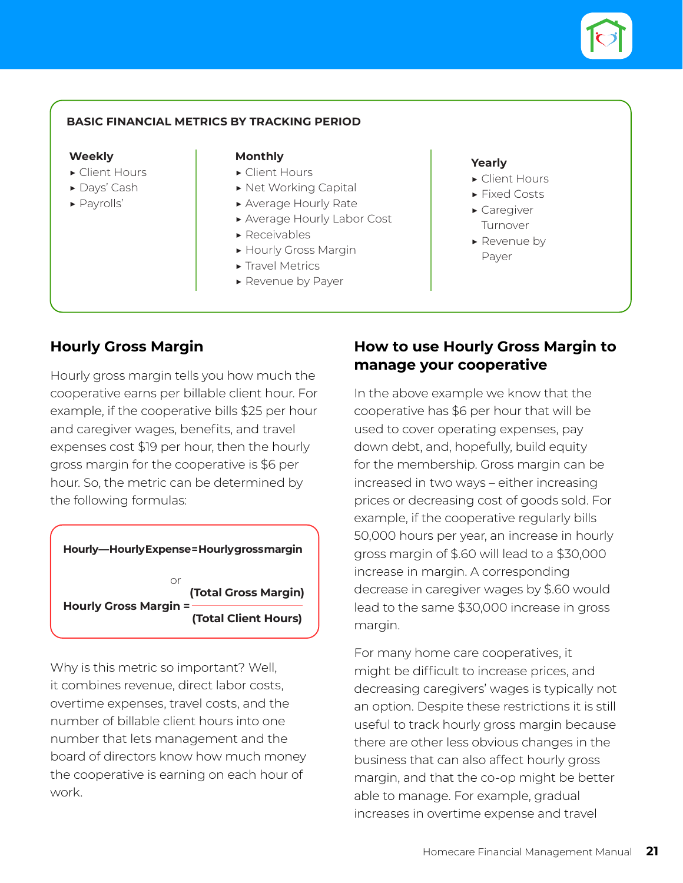**BASIC FINANCIAL METRICS BY TRACKING PERIOD**

**Weekly**
- Client Hours
- Days' Cash
- Payrolls'

**Monthly**
- Client Hours
- Net Working Capital
- Average Hourly Rate
- Average Hourly Labor Cost
- Receivables
- Hourly Gross Margin
- Travel Metrics
- Revenue by Payer

**Yearly**
- Client Hours
- Fixed Costs
- Caregiver Turnover
- Revenue by Payer

## Hourly Gross Margin

Hourly gross margin tells you how much the cooperative earns per billable client hour. For example, if the cooperative bills $25 per hour and caregiver wages, benefits, and travel expenses cost $19 per hour, then the hourly gross margin for the cooperative is $6 per hour. So, the metric can be determined by the following formulas:

**Hourly—HourlyExpense=Hourlygrossmargin**

or

$$\textbf{Hourly Gross Margin} = \frac{\textbf{(Total Gross Margin)}}{\textbf{(Total Client Hours)}}$$

Why is this metric so important? Well, it combines revenue, direct labor costs, overtime expenses, travel costs, and the number of billable client hours into one number that lets management and the board of directors know how much money the cooperative is earning on each hour of work.

## How to use Hourly Gross Margin to manage your cooperative

In the above example we know that the cooperative has $6 per hour that will be used to cover operating expenses, pay down debt, and, hopefully, build equity for the membership. Gross margin can be increased in two ways – either increasing prices or decreasing cost of goods sold. For example, if the cooperative regularly bills 50,000 hours per year, an increase in hourly gross margin of $.60 will lead to a $30,000 increase in margin. A corresponding decrease in caregiver wages by $.60 would lead to the same $30,000 increase in gross margin.

For many home care cooperatives, it might be difficult to increase prices, and decreasing caregivers' wages is typically not an option. Despite these restrictions it is still useful to track hourly gross margin because there are other less obvious changes in the business that can also affect hourly gross margin, and that the co-op might be better able to manage. For example, gradual increases in overtime expense and travel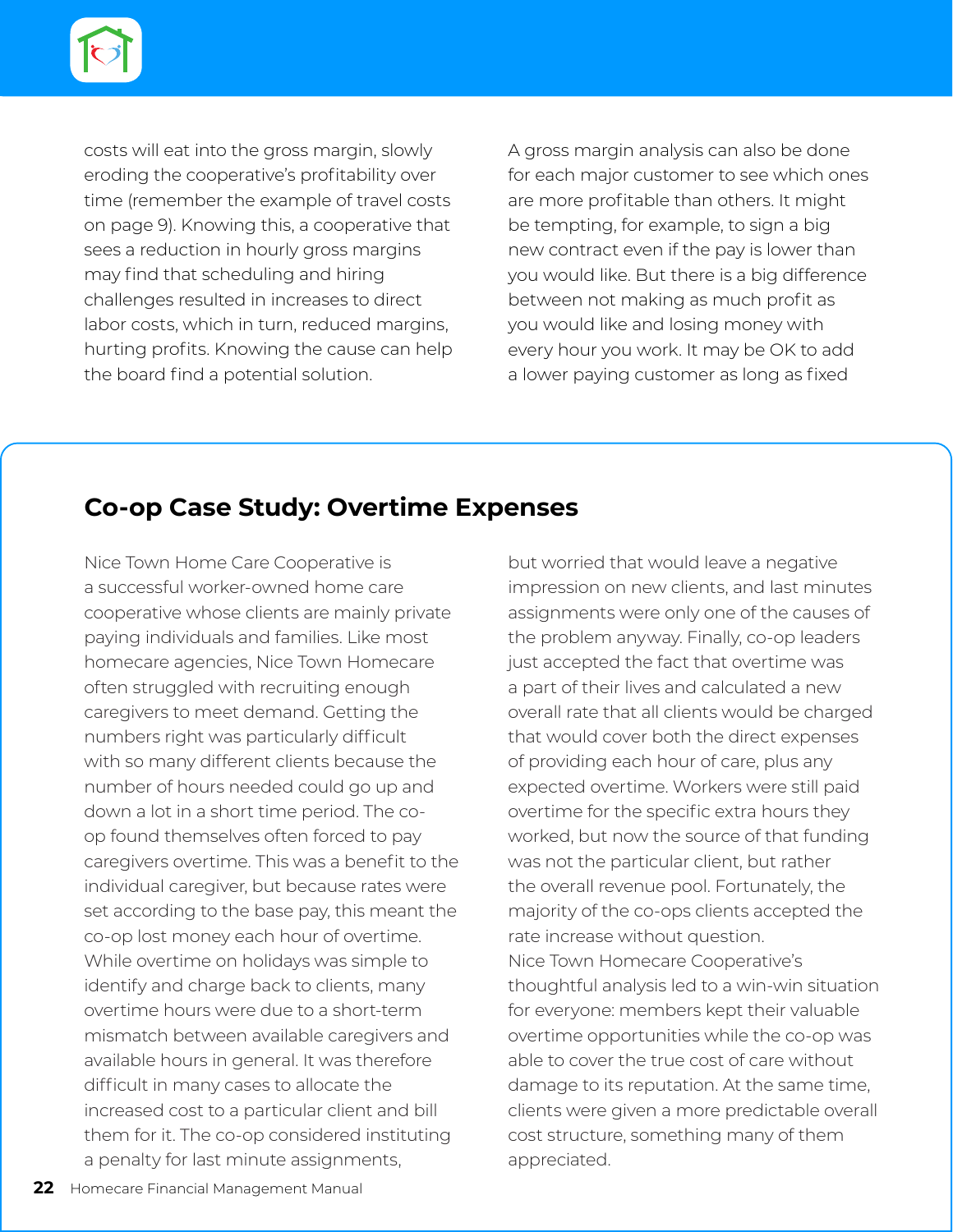costs will eat into the gross margin, slowly eroding the cooperative's profitability over time (remember the example of travel costs on page 9). Knowing this, a cooperative that sees a reduction in hourly gross margins may find that scheduling and hiring challenges resulted in increases to direct labor costs, which in turn, reduced margins, hurting profits. Knowing the cause can help the board find a potential solution.

A gross margin analysis can also be done for each major customer to see which ones are more profitable than others. It might be tempting, for example, to sign a big new contract even if the pay is lower than you would like. But there is a big difference between not making as much profit as you would like and losing money with every hour you work. It may be OK to add a lower paying customer as long as fixed

## Co-op Case Study: Overtime Expenses

Nice Town Home Care Cooperative is a successful worker-owned home care cooperative whose clients are mainly private paying individuals and families. Like most homecare agencies, Nice Town Homecare often struggled with recruiting enough caregivers to meet demand. Getting the numbers right was particularly difficult with so many different clients because the number of hours needed could go up and down a lot in a short time period. The co-op found themselves often forced to pay caregivers overtime. This was a benefit to the individual caregiver, but because rates were set according to the base pay, this meant the co-op lost money each hour of overtime. While overtime on holidays was simple to identify and charge back to clients, many overtime hours were due to a short-term mismatch between available caregivers and available hours in general. It was therefore difficult in many cases to allocate the increased cost to a particular client and bill them for it. The co-op considered instituting a penalty for last minute assignments, but worried that would leave a negative impression on new clients, and last minutes assignments were only one of the causes of the problem anyway. Finally, co-op leaders just accepted the fact that overtime was a part of their lives and calculated a new overall rate that all clients would be charged that would cover both the direct expenses of providing each hour of care, plus any expected overtime. Workers were still paid overtime for the specific extra hours they worked, but now the source of that funding was not the particular client, but rather the overall revenue pool. Fortunately, the majority of the co-ops clients accepted the rate increase without question.

Nice Town Homecare Cooperative's thoughtful analysis led to a win-win situation for everyone: members kept their valuable overtime opportunities while the co-op was able to cover the true cost of care without damage to its reputation. At the same time, clients were given a more predictable overall cost structure, something many of them appreciated.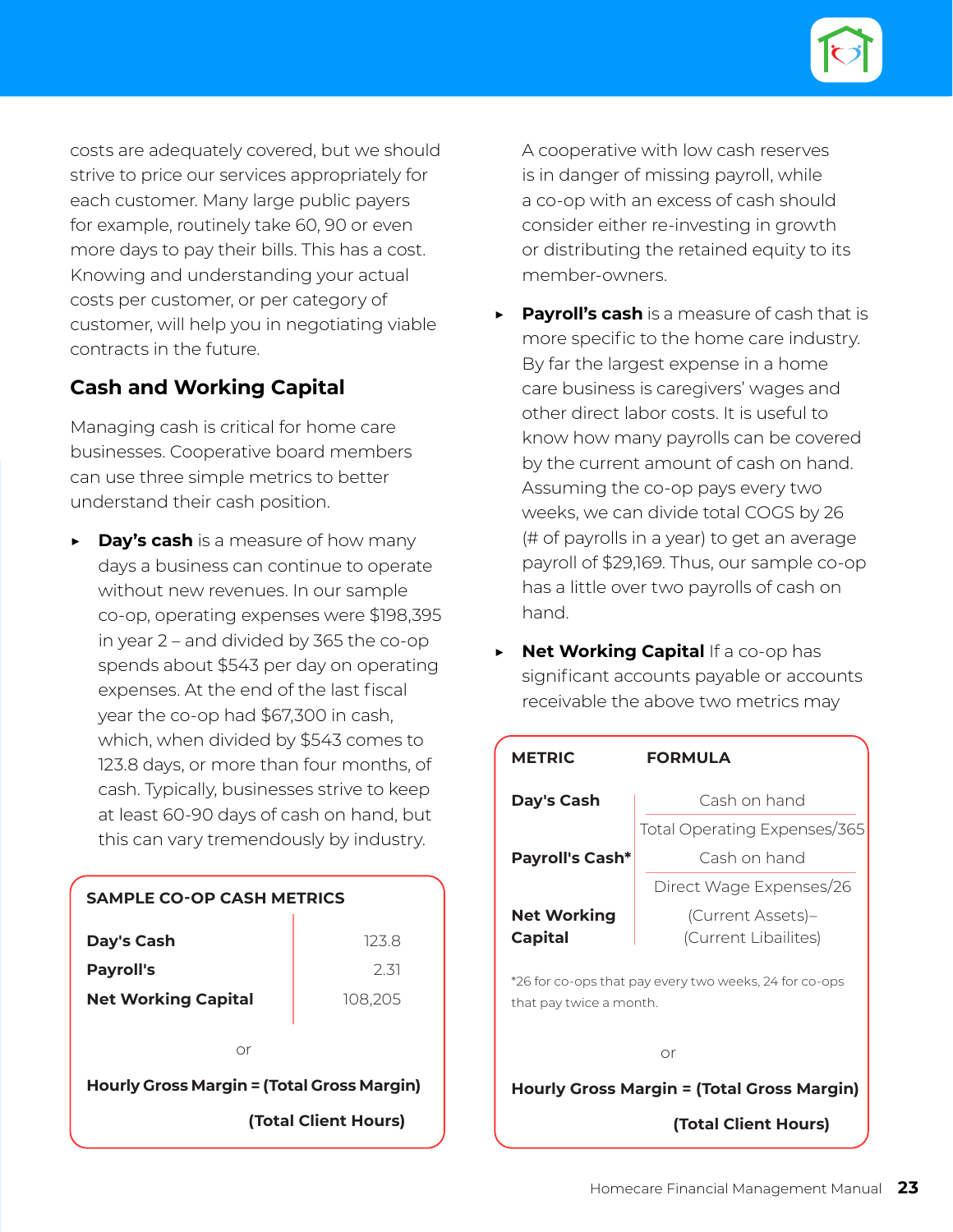costs are adequately covered, but we should strive to price our services appropriately for each customer. Many large public payers for example, routinely take 60, 90 or even more days to pay their bills. This has a cost. Knowing and understanding your actual costs per customer, or per category of customer, will help you in negotiating viable contracts in the future.

## Cash and Working Capital

Managing cash is critical for home care businesses. Cooperative board members can use three simple metrics to better understand their cash position.

- **Day's cash** is a measure of how many days a business can continue to operate without new revenues. In our sample co-op, operating expenses were $198,395 in year 2 – and divided by 365 the co-op spends about $543 per day on operating expenses. At the end of the last fiscal year the co-op had $67,300 in cash, which, when divided by $543 comes to 123.8 days, or more than four months, of cash. Typically, businesses strive to keep at least 60-90 days of cash on hand, but this can vary tremendously by industry.

**SAMPLE CO-OP CASH METRICS**

| | |
|---|---|
| **Day's Cash** | 123.8 |
| **Payroll's** | 2.31 |
| **Net Working Capital** | 108,205 |

or

**Hourly Gross Margin = (Total Gross Margin) / (Total Client Hours)**

A cooperative with low cash reserves is in danger of missing payroll, while a co-op with an excess of cash should consider either re-investing in growth or distributing the retained equity to its member-owners.

- **Payroll's cash** is a measure of cash that is more specific to the home care industry. By far the largest expense in a home care business is caregivers' wages and other direct labor costs. It is useful to know how many payrolls can be covered by the current amount of cash on hand. Assuming the co-op pays every two weeks, we can divide total COGS by 26 (# of payrolls in a year) to get an average payroll of $29,169. Thus, our sample co-op has a little over two payrolls of cash on hand.

- **Net Working Capital** If a co-op has significant accounts payable or accounts receivable the above two metrics may

| METRIC | FORMULA |
|---|---|
| **Day's Cash** | Cash on hand / Total Operating Expenses/365 |
| **Payroll's Cash*** | Cash on hand / Direct Wage Expenses/26 |
| **Net Working Capital** | (Current Assets)–(Current Libailites) |

*26 for co-ops that pay every two weeks, 24 for co-ops that pay twice a month.

or

**Hourly Gross Margin = (Total Gross Margin) / (Total Client Hours)**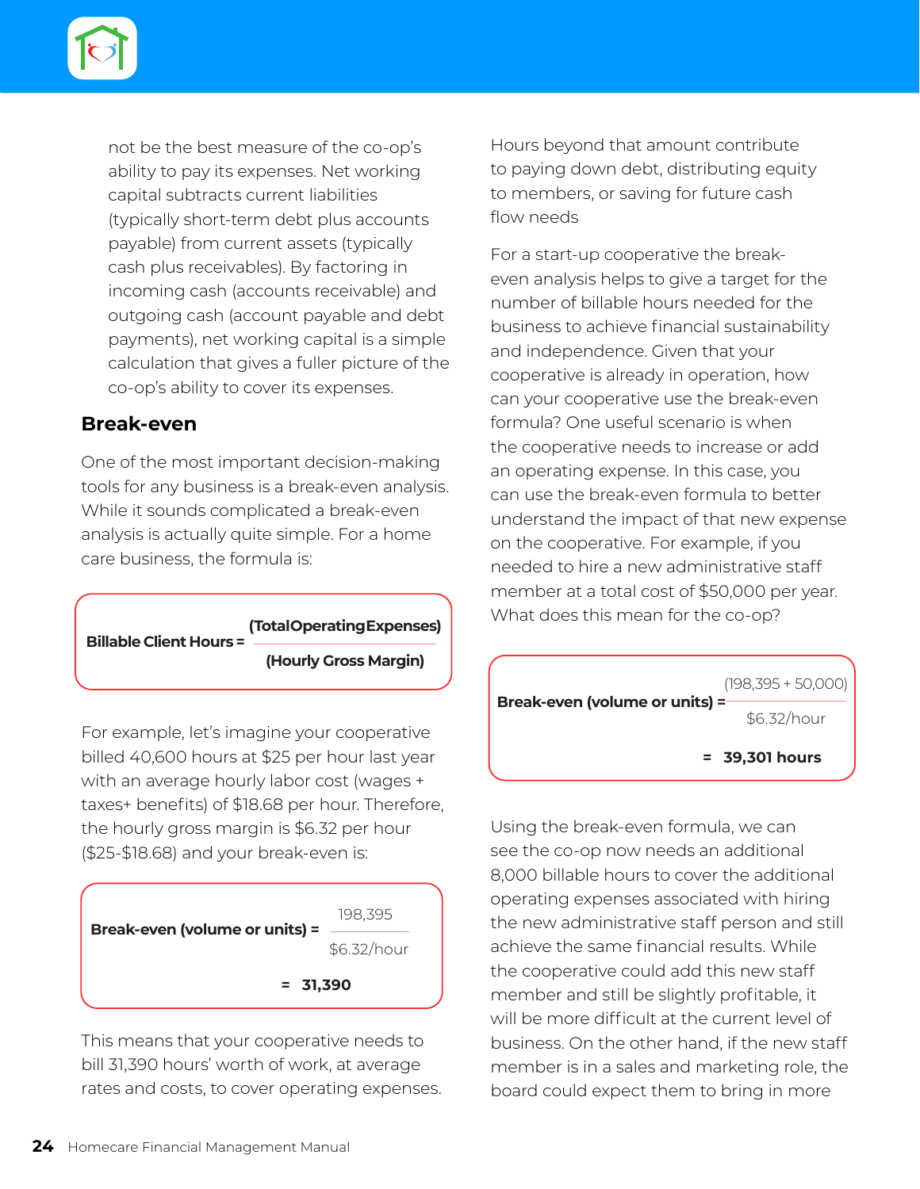not be the best measure of the co-op's ability to pay its expenses. Net working capital subtracts current liabilities (typically short-term debt plus accounts payable) from current assets (typically cash plus receivables). By factoring in incoming cash (accounts receivable) and outgoing cash (account payable and debt payments), net working capital is a simple calculation that gives a fuller picture of the co-op's ability to cover its expenses.

## Break-even

One of the most important decision-making tools for any business is a break-even analysis. While it sounds complicated a break-even analysis is actually quite simple. For a home care business, the formula is:

$$\textbf{Billable Client Hours} = \frac{\textbf{(Total Operating Expenses)}}{\textbf{(Hourly Gross Margin)}}$$

For example, let's imagine your cooperative billed 40,600 hours at $25 per hour last year with an average hourly labor cost (wages + taxes+ benefits) of $18.68 per hour. Therefore, the hourly gross margin is $6.32 per hour ($25-$18.68) and your break-even is:

$$\textbf{Break-even (volume or units)} = \frac{198{,}395}{\$6.32/\text{hour}} = \textbf{31,390}$$

This means that your cooperative needs to bill 31,390 hours' worth of work, at average rates and costs, to cover operating expenses. Hours beyond that amount contribute to paying down debt, distributing equity to members, or saving for future cash flow needs

For a start-up cooperative the break-even analysis helps to give a target for the number of billable hours needed for the business to achieve financial sustainability and independence. Given that your cooperative is already in operation, how can your cooperative use the break-even formula? One useful scenario is when the cooperative needs to increase or add an operating expense. In this case, you can use the break-even formula to better understand the impact of that new expense on the cooperative. For example, if you needed to hire a new administrative staff member at a total cost of $50,000 per year. What does this mean for the co-op?

$$\textbf{Break-even (volume or units)} = \frac{(198{,}395 + 50{,}000)}{\$6.32/\text{hour}} = \textbf{39,301 hours}$$

Using the break-even formula, we can see the co-op now needs an additional 8,000 billable hours to cover the additional operating expenses associated with hiring the new administrative staff person and still achieve the same financial results. While the cooperative could add this new staff member and still be slightly profitable, it will be more difficult at the current level of business. On the other hand, if the new staff member is in a sales and marketing role, the board could expect them to bring in more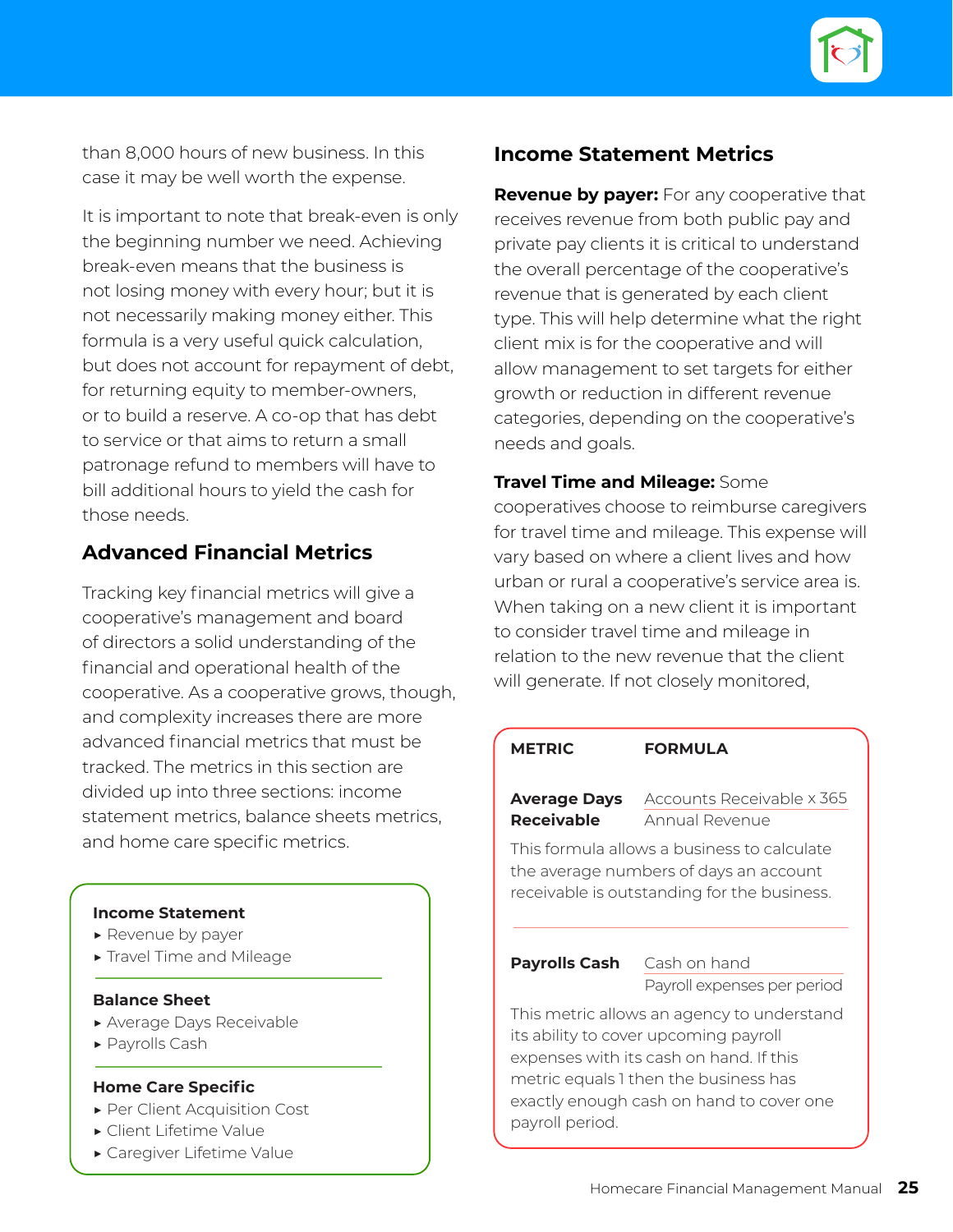than 8,000 hours of new business. In this case it may be well worth the expense.

It is important to note that break-even is only the beginning number we need. Achieving break-even means that the business is not losing money with every hour; but it is not necessarily making money either. This formula is a very useful quick calculation, but does not account for repayment of debt, for returning equity to member-owners, or to build a reserve. A co-op that has debt to service or that aims to return a small patronage refund to members will have to bill additional hours to yield the cash for those needs.

## Advanced Financial Metrics

Tracking key financial metrics will give a cooperative's management and board of directors a solid understanding of the financial and operational health of the cooperative. As a cooperative grows, though, and complexity increases there are more advanced financial metrics that must be tracked. The metrics in this section are divided up into three sections: income statement metrics, balance sheets metrics, and home care specific metrics.

**Income Statement**
- Revenue by payer
- Travel Time and Mileage

**Balance Sheet**
- Average Days Receivable
- Payrolls Cash

**Home Care Specific**
- Per Client Acquisition Cost
- Client Lifetime Value
- Caregiver Lifetime Value

### Income Statement Metrics

**Revenue by payer:** For any cooperative that receives revenue from both public pay and private pay clients it is critical to understand the overall percentage of the cooperative's revenue that is generated by each client type. This will help determine what the right client mix is for the cooperative and will allow management to set targets for either growth or reduction in different revenue categories, depending on the cooperative's needs and goals.

**Travel Time and Mileage:** Some cooperatives choose to reimburse caregivers for travel time and mileage. This expense will vary based on where a client lives and how urban or rural a cooperative's service area is. When taking on a new client it is important to consider travel time and mileage in relation to the new revenue that the client will generate. If not closely monitored,

| METRIC | FORMULA |
|---|---|
| **Average Days Receivable** | $\frac{\text{Accounts Receivable} \times 365}{\text{Annual Revenue}}$ |
| **Payrolls Cash** | $\frac{\text{Cash on hand}}{\text{Payroll expenses per period}}$ |

**Average Days Receivable:** This formula allows a business to calculate the average numbers of days an account receivable is outstanding for the business.

**Payrolls Cash:** This metric allows an agency to understand its ability to cover upcoming payroll expenses with its cash on hand. If this metric equals 1 then the business has exactly enough cash on hand to cover one payroll period.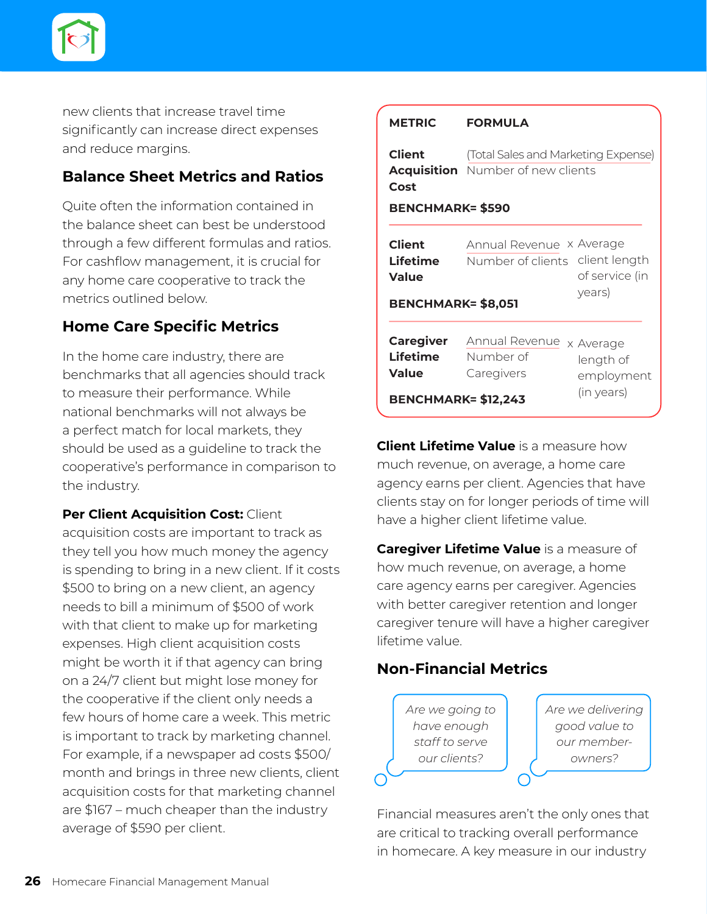new clients that increase travel time significantly can increase direct expenses and reduce margins.

## Balance Sheet Metrics and Ratios

Quite often the information contained in the balance sheet can best be understood through a few different formulas and ratios. For cashflow management, it is crucial for any home care cooperative to track the metrics outlined below.

## Home Care Specific Metrics

In the home care industry, there are benchmarks that all agencies should track to measure their performance. While national benchmarks will not always be a perfect match for local markets, they should be used as a guideline to track the cooperative's performance in comparison to the industry.

**Per Client Acquisition Cost:** Client acquisition costs are important to track as they tell you how much money the agency is spending to bring in a new client. If it costs $500 to bring on a new client, an agency needs to bill a minimum of $500 of work with that client to make up for marketing expenses. High client acquisition costs might be worth it if that agency can bring on a 24/7 client but might lose money for the cooperative if the client only needs a few hours of home care a week. This metric is important to track by marketing channel. For example, if a newspaper ad costs $500/month and brings in three new clients, client acquisition costs for that marketing channel are $167 – much cheaper than the industry average of $590 per client.

| METRIC | FORMULA |
|---|---|
| **Client Acquisition Cost** | $\frac{\text{(Total Sales and Marketing Expense)}}{\text{Number of new clients}}$ |
| **BENCHMARK= $590** | |
| **Client Lifetime Value** | $\frac{\text{Annual Revenue}}{\text{Number of clients}} \times$ Average client length of service (in years) |
| **BENCHMARK= $8,051** | |
| **Caregiver Lifetime Value** | $\frac{\text{Annual Revenue}}{\text{Number of Caregivers}} \times$ Average length of employment (in years) |
| **BENCHMARK= $12,243** | |

**Client Lifetime Value** is a measure how much revenue, on average, a home care agency earns per client. Agencies that have clients stay on for longer periods of time will have a higher client lifetime value.

**Caregiver Lifetime Value** is a measure of how much revenue, on average, a home care agency earns per caregiver. Agencies with better caregiver retention and longer caregiver tenure will have a higher caregiver lifetime value.

## Non-Financial Metrics

*Are we going to have enough staff to serve our clients?*

*Are we delivering good value to our member-owners?*

Financial measures aren't the only ones that are critical to tracking overall performance in homecare. A key measure in our industry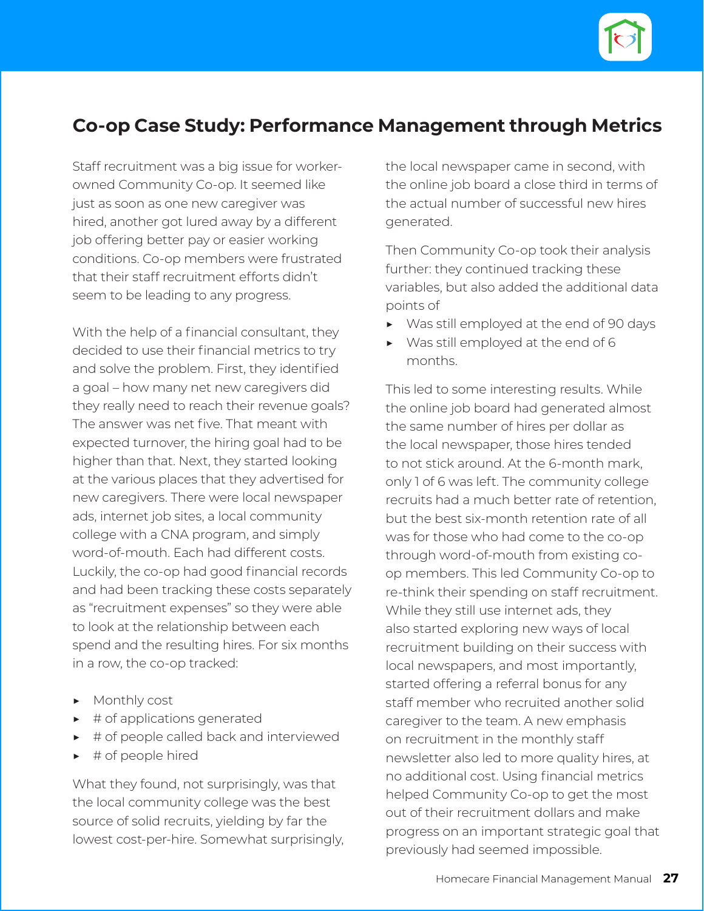## Co-op Case Study: Performance Management through Metrics

Staff recruitment was a big issue for worker-owned Community Co-op. It seemed like just as soon as one new caregiver was hired, another got lured away by a different job offering better pay or easier working conditions. Co-op members were frustrated that their staff recruitment efforts didn't seem to be leading to any progress.

With the help of a financial consultant, they decided to use their financial metrics to try and solve the problem. First, they identified a goal – how many net new caregivers did they really need to reach their revenue goals? The answer was net five. That meant with expected turnover, the hiring goal had to be higher than that. Next, they started looking at the various places that they advertised for new caregivers. There were local newspaper ads, internet job sites, a local community college with a CNA program, and simply word-of-mouth. Each had different costs. Luckily, the co-op had good financial records and had been tracking these costs separately as "recruitment expenses" so they were able to look at the relationship between each spend and the resulting hires. For six months in a row, the co-op tracked:

- Monthly cost
- # of applications generated
- # of people called back and interviewed
- # of people hired

What they found, not surprisingly, was that the local community college was the best source of solid recruits, yielding by far the lowest cost-per-hire. Somewhat surprisingly, the local newspaper came in second, with the online job board a close third in terms of the actual number of successful new hires generated.

Then Community Co-op took their analysis further: they continued tracking these variables, but also added the additional data points of

- Was still employed at the end of 90 days
- Was still employed at the end of 6 months.

This led to some interesting results. While the online job board had generated almost the same number of hires per dollar as the local newspaper, those hires tended to not stick around. At the 6-month mark, only 1 of 6 was left. The community college recruits had a much better rate of retention, but the best six-month retention rate of all was for those who had come to the co-op through word-of-mouth from existing co-op members. This led Community Co-op to re-think their spending on staff recruitment. While they still use internet ads, they also started exploring new ways of local recruitment building on their success with local newspapers, and most importantly, started offering a referral bonus for any staff member who recruited another solid caregiver to the team. A new emphasis on recruitment in the monthly staff newsletter also led to more quality hires, at no additional cost. Using financial metrics helped Community Co-op to get the most out of their recruitment dollars and make progress on an important strategic goal that previously had seemed impossible.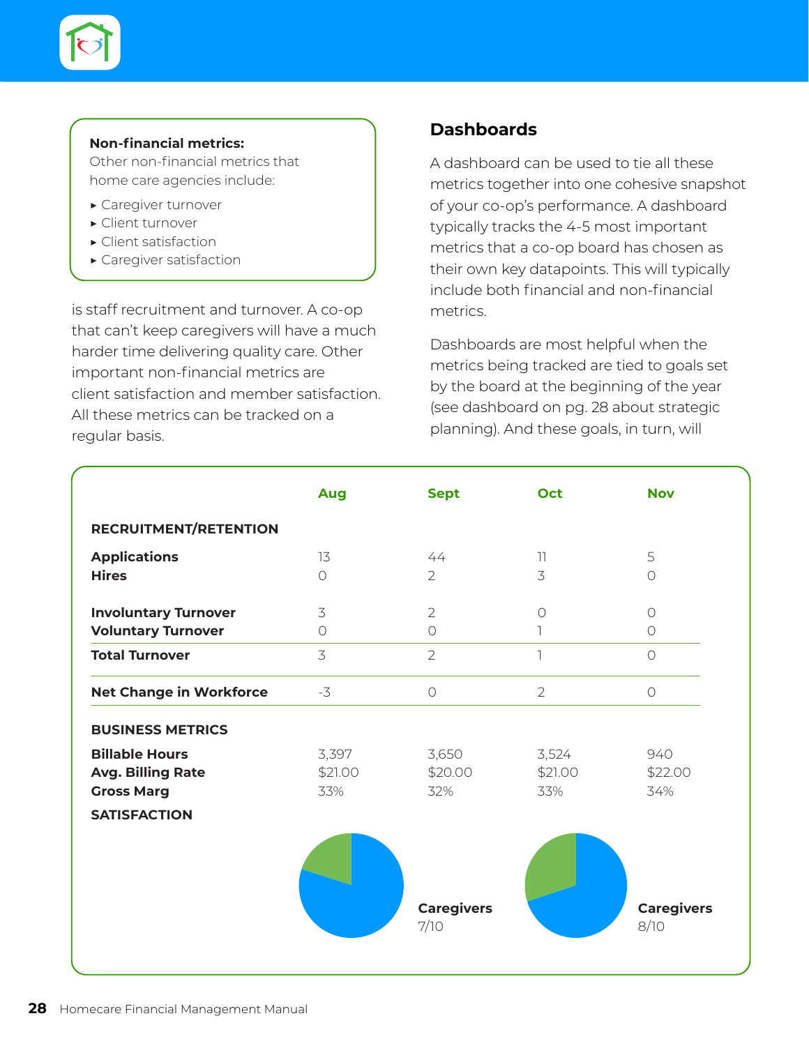**Non-financial metrics:**
Other non-financial metrics that home care agencies include:

- Caregiver turnover
- Client turnover
- Client satisfaction
- Caregiver satisfaction

is staff recruitment and turnover. A co-op that can't keep caregivers will have a much harder time delivering quality care. Other important non-financial metrics are client satisfaction and member satisfaction. All these metrics can be tracked on a regular basis.

## Dashboards

A dashboard can be used to tie all these metrics together into one cohesive snapshot of your co-op's performance. A dashboard typically tracks the 4-5 most important metrics that a co-op board has chosen as their own key datapoints. This will typically include both financial and non-financial metrics.

Dashboards are most helpful when the metrics being tracked are tied to goals set by the board at the beginning of the year (see dashboard on pg. 28 about strategic planning). And these goals, in turn, will

| | Aug | Sept | Oct | Nov |
|---|---|---|---|---|
| **RECRUITMENT/RETENTION** | | | | |
| **Applications** | 13 | 44 | 11 | 5 |
| **Hires** | 0 | 2 | 3 | 0 |
| **Involuntary Turnover** | 3 | 2 | 0 | 0 |
| **Voluntary Turnover** | 0 | 0 | 1 | 0 |
| **Total Turnover** | 3 | 2 | 1 | 0 |
| **Net Change in Workforce** | -3 | 0 | 2 | 0 |
| **BUSINESS METRICS** | | | | |
| **Billable Hours** | 3,397 | 3,650 | 3,524 | 940 |
| **Avg. Billing Rate** | $21.00 | $20.00 | $21.00 | $22.00 |
| **Gross Marg** | 33% | 32% | 33% | 34% |

**SATISFACTION**

**Caregivers**
7/10

**Caregivers**
8/10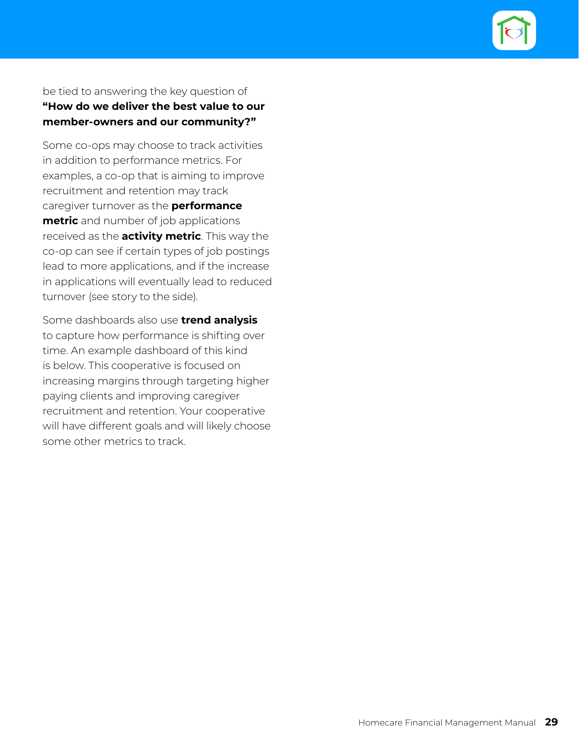be tied to answering the key question of **"How do we deliver the best value to our member-owners and our community?"**

Some co-ops may choose to track activities in addition to performance metrics. For examples, a co-op that is aiming to improve recruitment and retention may track caregiver turnover as the **performance metric** and number of job applications received as the **activity metric**. This way the co-op can see if certain types of job postings lead to more applications, and if the increase in applications will eventually lead to reduced turnover (see story to the side).

Some dashboards also use **trend analysis** to capture how performance is shifting over time. An example dashboard of this kind is below. This cooperative is focused on increasing margins through targeting higher paying clients and improving caregiver recruitment and retention. Your cooperative will have different goals and will likely choose some other metrics to track.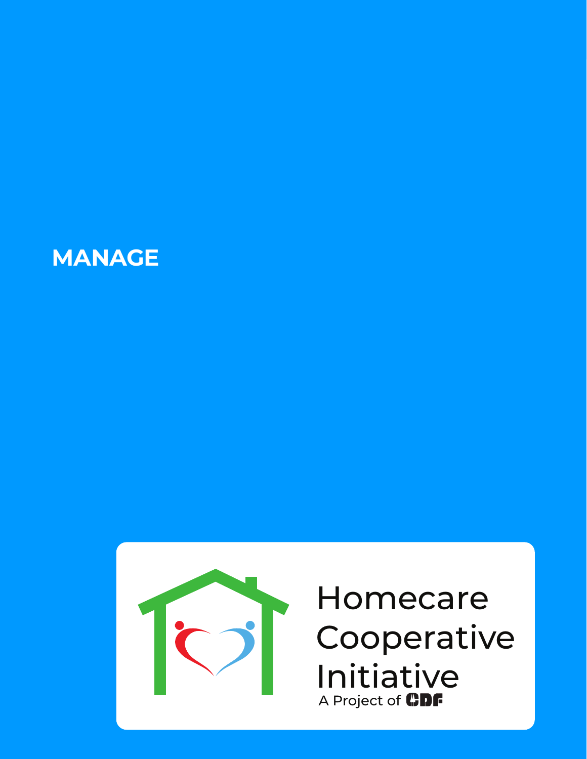# MANAGE

Homecare Cooperative Initiative

A Project of CDF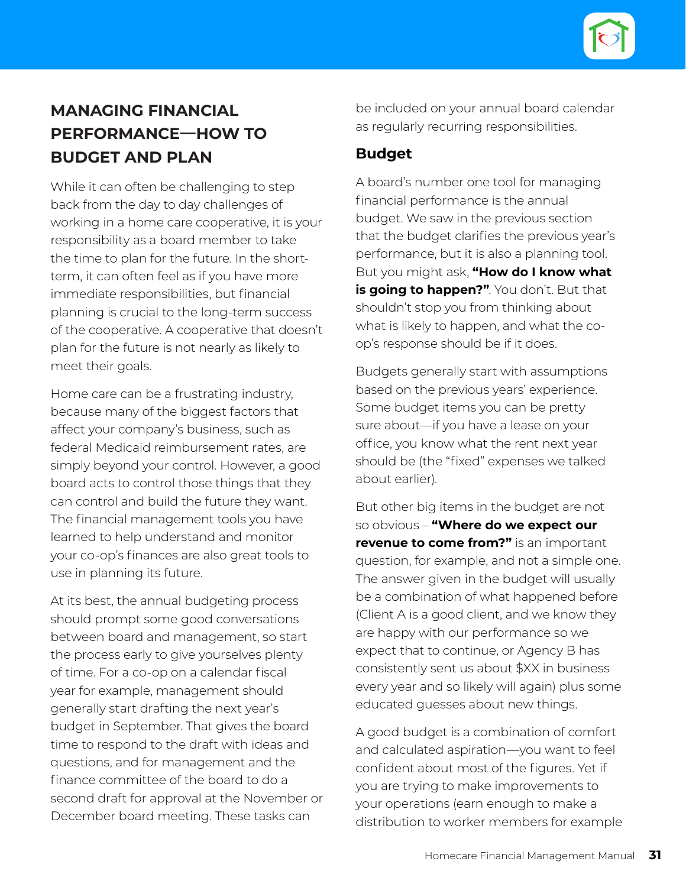## MANAGING FINANCIAL PERFORMANCE—HOW TO BUDGET AND PLAN

While it can often be challenging to step back from the day to day challenges of working in a home care cooperative, it is your responsibility as a board member to take the time to plan for the future. In the short-term, it can often feel as if you have more immediate responsibilities, but financial planning is crucial to the long-term success of the cooperative. A cooperative that doesn't plan for the future is not nearly as likely to meet their goals.

Home care can be a frustrating industry, because many of the biggest factors that affect your company's business, such as federal Medicaid reimbursement rates, are simply beyond your control. However, a good board acts to control those things that they can control and build the future they want. The financial management tools you have learned to help understand and monitor your co-op's finances are also great tools to use in planning its future.

At its best, the annual budgeting process should prompt some good conversations between board and management, so start the process early to give yourselves plenty of time. For a co-op on a calendar fiscal year for example, management should generally start drafting the next year's budget in September. That gives the board time to respond to the draft with ideas and questions, and for management and the finance committee of the board to do a second draft for approval at the November or December board meeting. These tasks can be included on your annual board calendar as regularly recurring responsibilities.

### Budget

A board's number one tool for managing financial performance is the annual budget. We saw in the previous section that the budget clarifies the previous year's performance, but it is also a planning tool. But you might ask, **"How do I know what is going to happen?"**. You don't. But that shouldn't stop you from thinking about what is likely to happen, and what the co-op's response should be if it does.

Budgets generally start with assumptions based on the previous years' experience. Some budget items you can be pretty sure about—if you have a lease on your office, you know what the rent next year should be (the "fixed" expenses we talked about earlier).

But other big items in the budget are not so obvious – **"Where do we expect our revenue to come from?"** is an important question, for example, and not a simple one. The answer given in the budget will usually be a combination of what happened before (Client A is a good client, and we know they are happy with our performance so we expect that to continue, or Agency B has consistently sent us about $XX in business every year and so likely will again) plus some educated guesses about new things.

A good budget is a combination of comfort and calculated aspiration—you want to feel confident about most of the figures. Yet if you are trying to make improvements to your operations (earn enough to make a distribution to worker members for example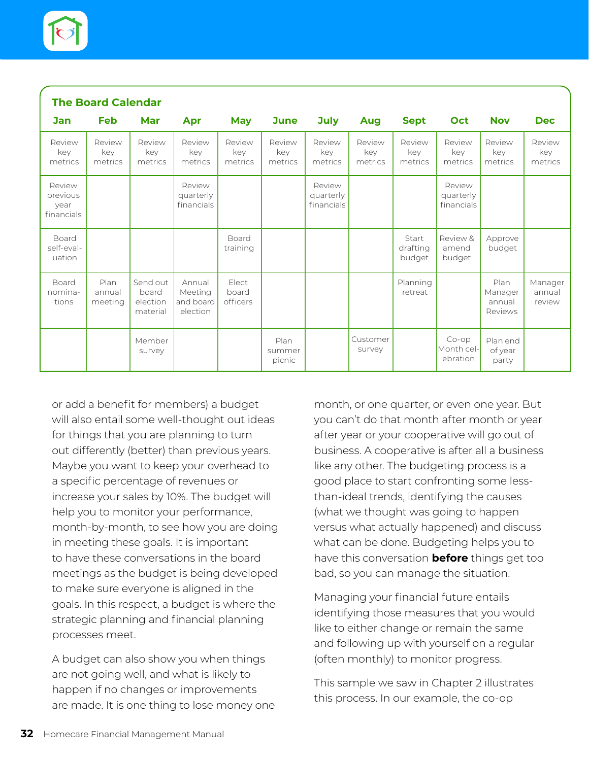### The Board Calendar

| Jan | Feb | Mar | Apr | May | June | July | Aug | Sept | Oct | Nov | Dec |
|---|---|---|---|---|---|---|---|---|---|---|---|
| Review key metrics | Review key metrics | Review key metrics | Review key metrics | Review key metrics | Review key metrics | Review key metrics | Review key metrics | Review key metrics | Review key metrics | Review key metrics | Review key metrics |
| Review previous year financials | | | Review quarterly financials | | | Review quarterly financials | | | Review quarterly financials | | |
| Board self-evaluation | | | | Board training | | | | Start drafting budget | Review & amend budget | Approve budget | |
| Board nominations | Plan annual meeting | Send out board election material | Annual Meeting and board election | Elect board officers | | | | Planning retreat | | Plan Manager annual Reviews | Manager annual review |
| | | Member survey | | | Plan summer picnic | | Customer survey | | Co-op Month celebration | Plan end of year party | |

or add a benefit for members) a budget will also entail some well-thought out ideas for things that you are planning to turn out differently (better) than previous years. Maybe you want to keep your overhead to a specific percentage of revenues or increase your sales by 10%. The budget will help you to monitor your performance, month-by-month, to see how you are doing in meeting these goals. It is important to have these conversations in the board meetings as the budget is being developed to make sure everyone is aligned in the goals. In this respect, a budget is where the strategic planning and financial planning processes meet.

A budget can also show you when things are not going well, and what is likely to happen if no changes or improvements are made. It is one thing to lose money one month, or one quarter, or even one year. But you can't do that month after month or year after year or your cooperative will go out of business. A cooperative is after all a business like any other. The budgeting process is a good place to start confronting some less-than-ideal trends, identifying the causes (what we thought was going to happen versus what actually happened) and discuss what can be done. Budgeting helps you to have this conversation **before** things get too bad, so you can manage the situation.

Managing your financial future entails identifying those measures that you would like to either change or remain the same and following up with yourself on a regular (often monthly) to monitor progress.

This sample we saw in Chapter 2 illustrates this process. In our example, the co-op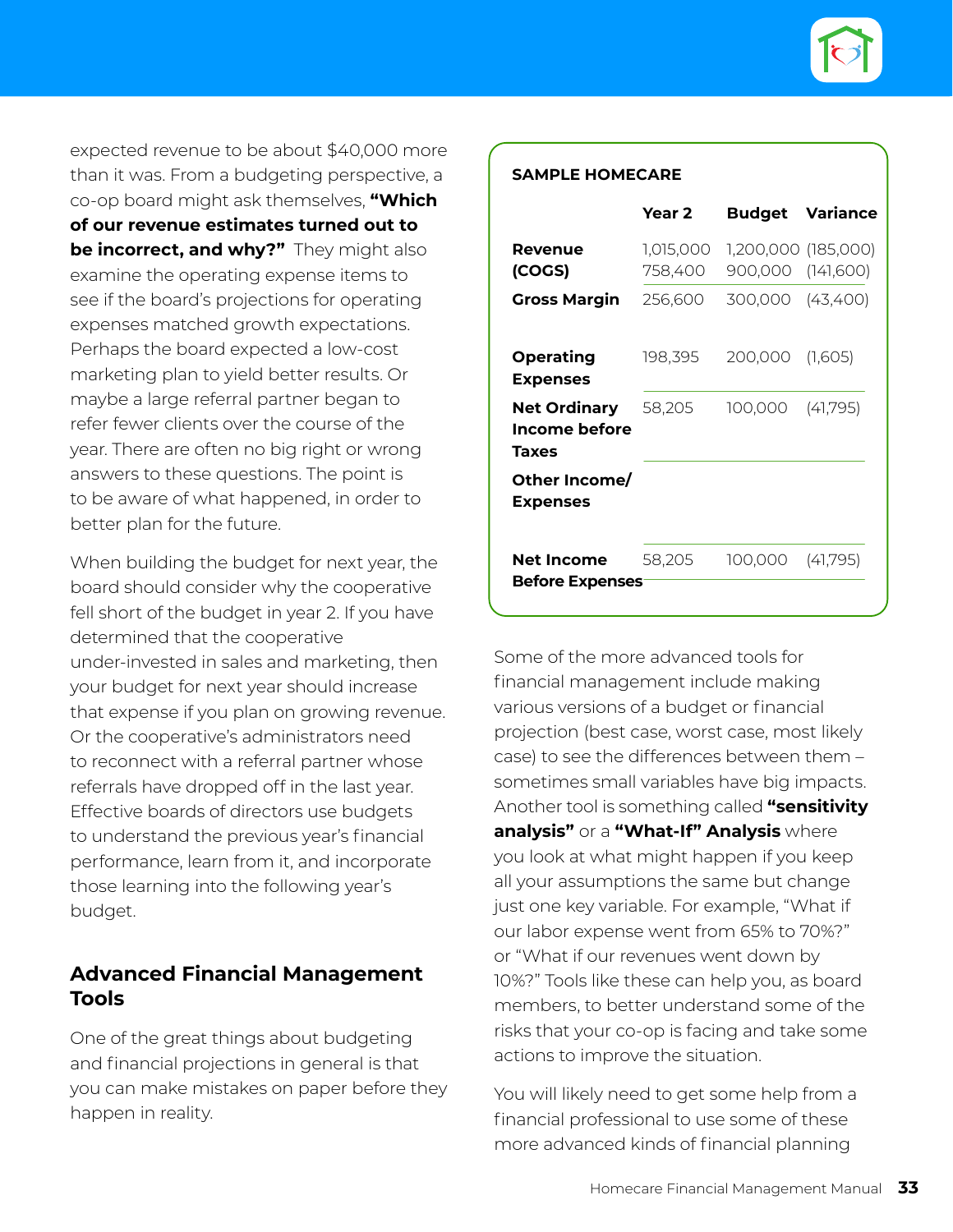expected revenue to be about $40,000 more than it was. From a budgeting perspective, a co-op board might ask themselves, **"Which of our revenue estimates turned out to be incorrect, and why?"** They might also examine the operating expense items to see if the board's projections for operating expenses matched growth expectations. Perhaps the board expected a low-cost marketing plan to yield better results. Or maybe a large referral partner began to refer fewer clients over the course of the year. There are often no big right or wrong answers to these questions. The point is to be aware of what happened, in order to better plan for the future.

When building the budget for next year, the board should consider why the cooperative fell short of the budget in year 2. If you have determined that the cooperative under-invested in sales and marketing, then your budget for next year should increase that expense if you plan on growing revenue. Or the cooperative's administrators need to reconnect with a referral partner whose referrals have dropped off in the last year. Effective boards of directors use budgets to understand the previous year's financial performance, learn from it, and incorporate those learning into the following year's budget.

**SAMPLE HOMECARE**

| | Year 2 | Budget | Variance |
|---|---|---|---|
| **Revenue** | 1,015,000 | 1,200,000 | (185,000) |
| **(COGS)** | 758,400 | 900,000 | (141,600) |
| **Gross Margin** | 256,600 | 300,000 | (43,400) |
| **Operating Expenses** | 198,395 | 200,000 | (1,605) |
| **Net Ordinary Income before Taxes** | 58,205 | 100,000 | (41,795) |
| **Other Income/ Expenses** | | | |
| **Net Income Before Expenses** | 58,205 | 100,000 | (41,795) |

## Advanced Financial Management Tools

One of the great things about budgeting and financial projections in general is that you can make mistakes on paper before they happen in reality.

Some of the more advanced tools for financial management include making various versions of a budget or financial projection (best case, worst case, most likely case) to see the differences between them – sometimes small variables have big impacts. Another tool is something called **"sensitivity analysis"** or a **"What-If" Analysis** where you look at what might happen if you keep all your assumptions the same but change just one key variable. For example, "What if our labor expense went from 65% to 70%?" or "What if our revenues went down by 10%?" Tools like these can help you, as board members, to better understand some of the risks that your co-op is facing and take some actions to improve the situation.

You will likely need to get some help from a financial professional to use some of these more advanced kinds of financial planning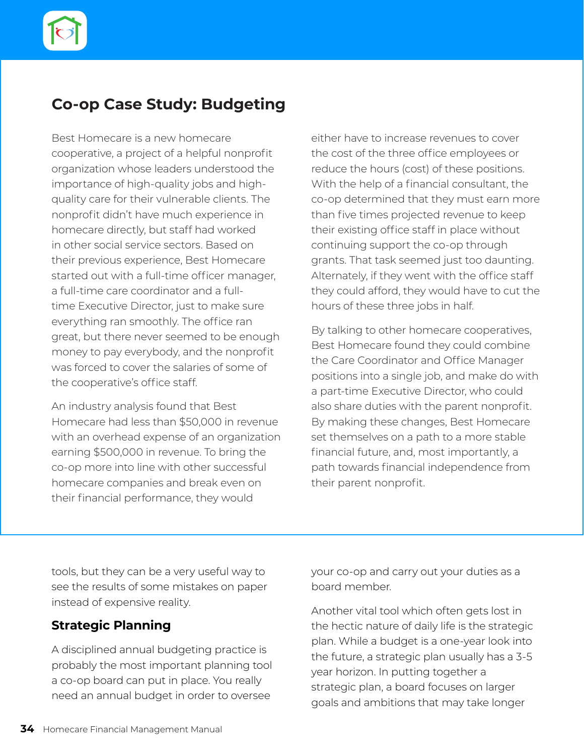## Co-op Case Study: Budgeting

Best Homecare is a new homecare cooperative, a project of a helpful nonprofit organization whose leaders understood the importance of high-quality jobs and high-quality care for their vulnerable clients. The nonprofit didn't have much experience in homecare directly, but staff had worked in other social service sectors. Based on their previous experience, Best Homecare started out with a full-time officer manager, a full-time care coordinator and a full-time Executive Director, just to make sure everything ran smoothly. The office ran great, but there never seemed to be enough money to pay everybody, and the nonprofit was forced to cover the salaries of some of the cooperative's office staff.

An industry analysis found that Best Homecare had less than $50,000 in revenue with an overhead expense of an organization earning $500,000 in revenue. To bring the co-op more into line with other successful homecare companies and break even on their financial performance, they would either have to increase revenues to cover the cost of the three office employees or reduce the hours (cost) of these positions. With the help of a financial consultant, the co-op determined that they must earn more than five times projected revenue to keep their existing office staff in place without continuing support the co-op through grants. That task seemed just too daunting. Alternately, if they went with the office staff they could afford, they would have to cut the hours of these three jobs in half.

By talking to other homecare cooperatives, Best Homecare found they could combine the Care Coordinator and Office Manager positions into a single job, and make do with a part-time Executive Director, who could also share duties with the parent nonprofit. By making these changes, Best Homecare set themselves on a path to a more stable financial future, and, most importantly, a path towards financial independence from their parent nonprofit.

tools, but they can be a very useful way to see the results of some mistakes on paper instead of expensive reality.

### Strategic Planning

A disciplined annual budgeting practice is probably the most important planning tool a co-op board can put in place. You really need an annual budget in order to oversee your co-op and carry out your duties as a board member.

Another vital tool which often gets lost in the hectic nature of daily life is the strategic plan. While a budget is a one-year look into the future, a strategic plan usually has a 3-5 year horizon. In putting together a strategic plan, a board focuses on larger goals and ambitions that may take longer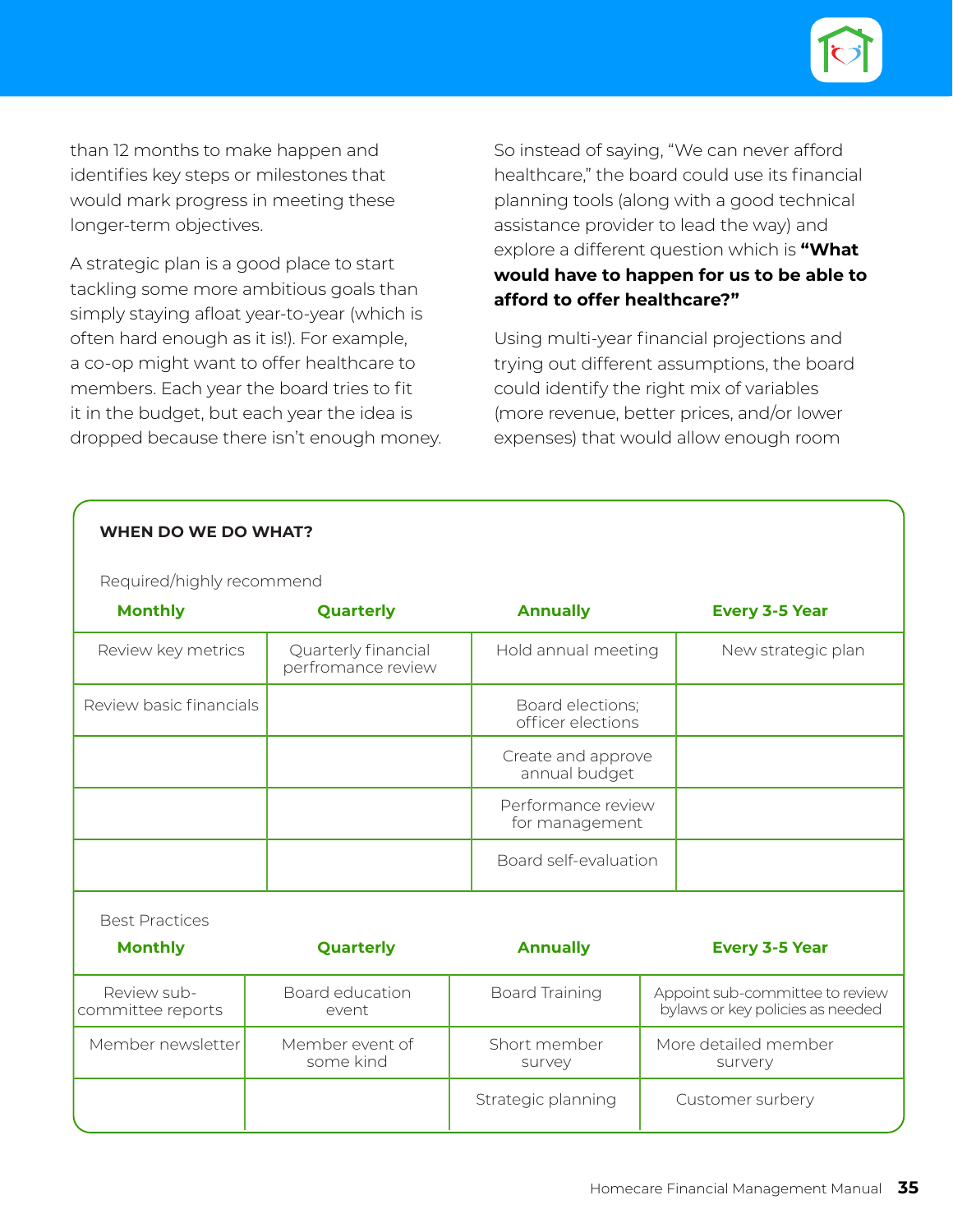than 12 months to make happen and identifies key steps or milestones that would mark progress in meeting these longer-term objectives.

A strategic plan is a good place to start tackling some more ambitious goals than simply staying afloat year-to-year (which is often hard enough as it is!). For example, a co-op might want to offer healthcare to members. Each year the board tries to fit it in the budget, but each year the idea is dropped because there isn't enough money.

So instead of saying, "We can never afford healthcare," the board could use its financial planning tools (along with a good technical assistance provider to lead the way) and explore a different question which is **"What would have to happen for us to be able to afford to offer healthcare?"**

Using multi-year financial projections and trying out different assumptions, the board could identify the right mix of variables (more revenue, better prices, and/or lower expenses) that would allow enough room

**WHEN DO WE DO WHAT?**

Required/highly recommend

| Monthly | Quarterly | Annually | Every 3-5 Year |
|---|---|---|---|
| Review key metrics | Quarterly financial perfromance review | Hold annual meeting | New strategic plan |
| Review basic financials | | Board elections; officer elections | |
| | | Create and approve annual budget | |
| | | Performance review for management | |
| | | Board self-evaluation | |

Best Practices

| Monthly | Quarterly | Annually | Every 3-5 Year |
|---|---|---|---|
| Review sub-committee reports | Board education event | Board Training | Appoint sub-committee to review bylaws or key policies as needed |
| Member newsletter | Member event of some kind | Short member survey | More detailed member survery |
| | | Strategic planning | Customer surbery |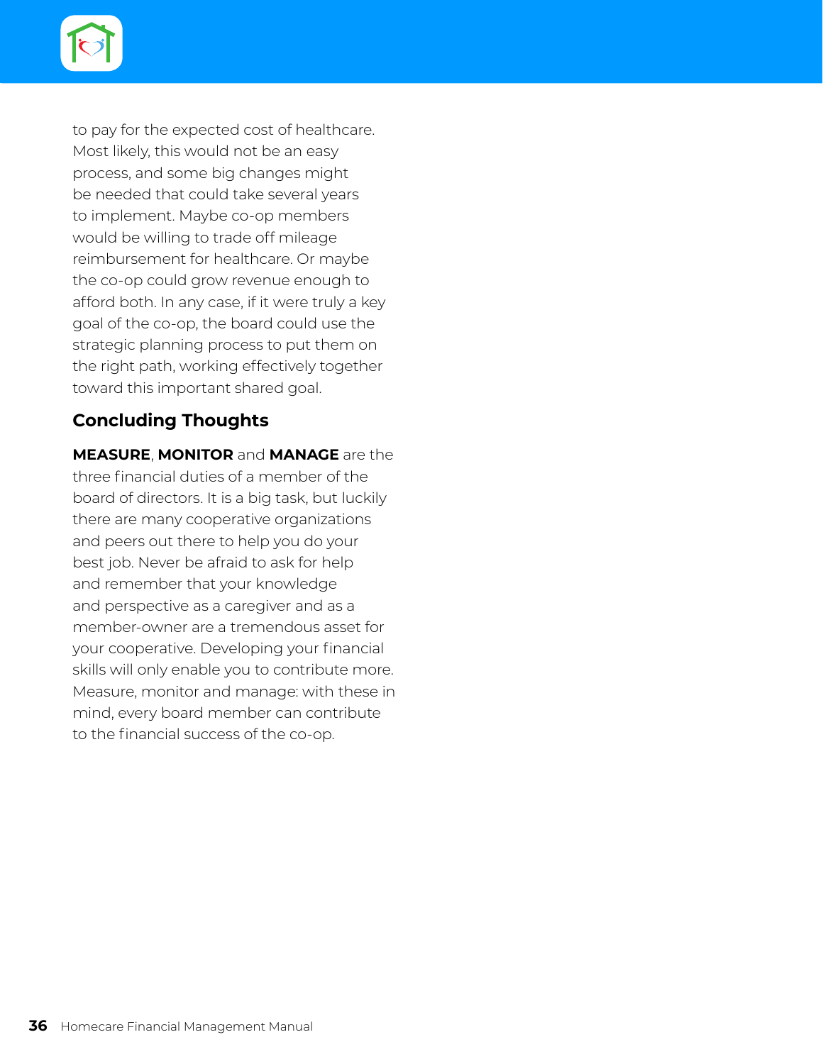to pay for the expected cost of healthcare. Most likely, this would not be an easy process, and some big changes might be needed that could take several years to implement. Maybe co-op members would be willing to trade off mileage reimbursement for healthcare. Or maybe the co-op could grow revenue enough to afford both. In any case, if it were truly a key goal of the co-op, the board could use the strategic planning process to put them on the right path, working effectively together toward this important shared goal.

## Concluding Thoughts

**MEASURE**, **MONITOR** and **MANAGE** are the three financial duties of a member of the board of directors. It is a big task, but luckily there are many cooperative organizations and peers out there to help you do your best job. Never be afraid to ask for help and remember that your knowledge and perspective as a caregiver and as a member-owner are a tremendous asset for your cooperative. Developing your financial skills will only enable you to contribute more. Measure, monitor and manage: with these in mind, every board member can contribute to the financial success of the co-op.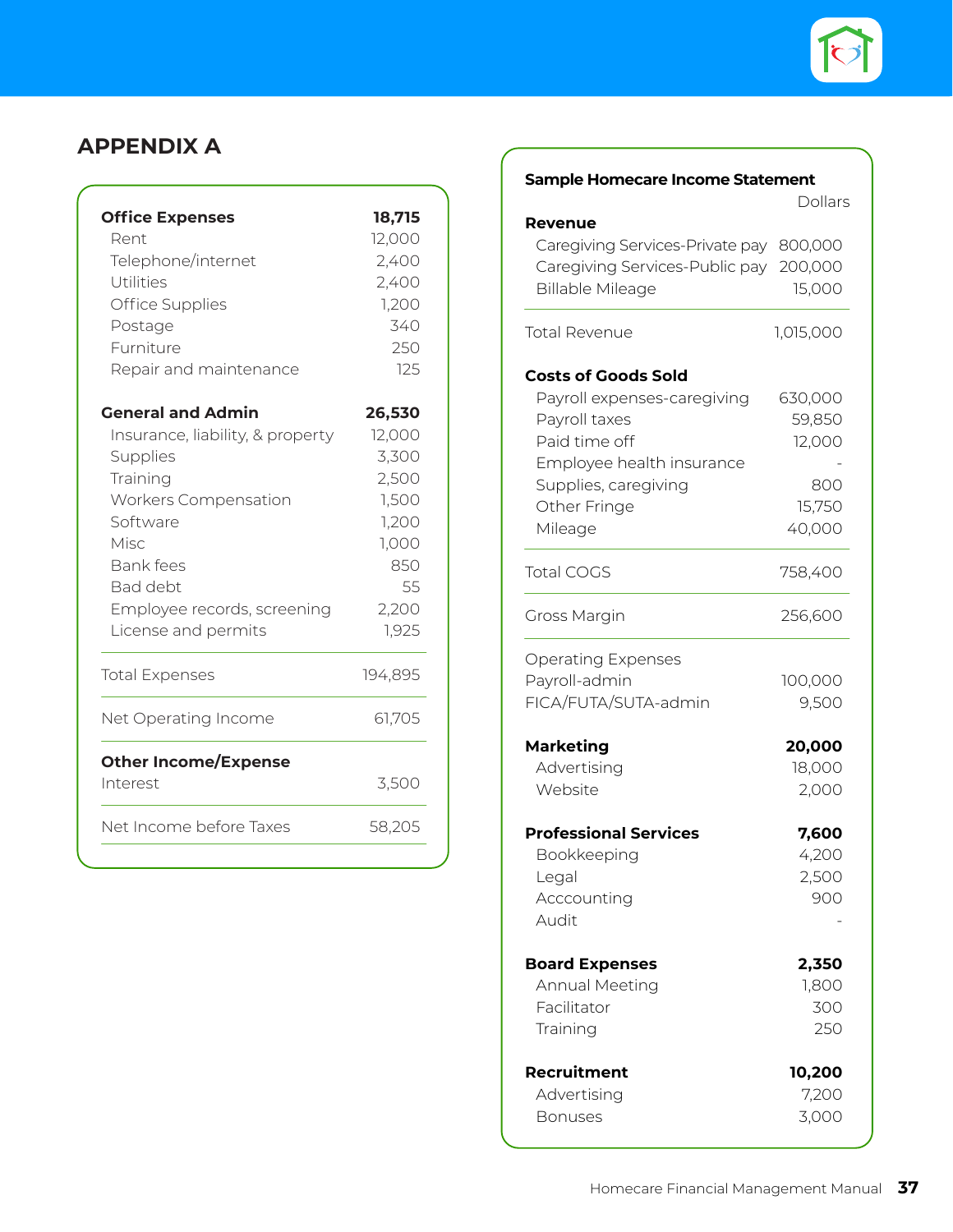## APPENDIX A

| Sample Homecare Income Statement | Dollars |
|---|---|
| **Revenue** | |
| Caregiving Services-Private pay | 800,000 |
| Caregiving Services-Public pay | 200,000 |
| Billable Mileage | 15,000 |
| Total Revenue | 1,015,000 |
| **Costs of Goods Sold** | |
| Payroll expenses-caregiving | 630,000 |
| Payroll taxes | 59,850 |
| Paid time off | 12,000 |
| Employee health insurance | - |
| Supplies, caregiving | 800 |
| Other Fringe | 15,750 |
| Mileage | 40,000 |
| Total COGS | 758,400 |
| Gross Margin | 256,600 |
| Operating Expenses | |
| Payroll-admin | 100,000 |
| FICA/FUTA/SUTA-admin | 9,500 |
| **Marketing** | **20,000** |
| Advertising | 18,000 |
| Website | 2,000 |
| **Professional Services** | **7,600** |
| Bookkeeping | 4,200 |
| Legal | 2,500 |
| Acccounting | 900 |
| Audit | - |
| **Board Expenses** | **2,350** |
| Annual Meeting | 1,800 |
| Facilitator | 300 |
| Training | 250 |
| **Recruitment** | **10,200** |
| Advertising | 7,200 |
| Bonuses | 3,000 |
| **Office Expenses** | **18,715** |
| Rent | 12,000 |
| Telephone/internet | 2,400 |
| Utilities | 2,400 |
| Office Supplies | 1,200 |
| Postage | 340 |
| Furniture | 250 |
| Repair and maintenance | 125 |
| **General and Admin** | **26,530** |
| Insurance, liability, & property | 12,000 |
| Supplies | 3,300 |
| Training | 2,500 |
| Workers Compensation | 1,500 |
| Software | 1,200 |
| Misc | 1,000 |
| Bank fees | 850 |
| Bad debt | 55 |
| Employee records, screening | 2,200 |
| License and permits | 1,925 |
| Total Expenses | 194,895 |
| Net Operating Income | 61,705 |
| **Other Income/Expense** | |
| Interest | 3,500 |
| Net Income before Taxes | 58,205 |